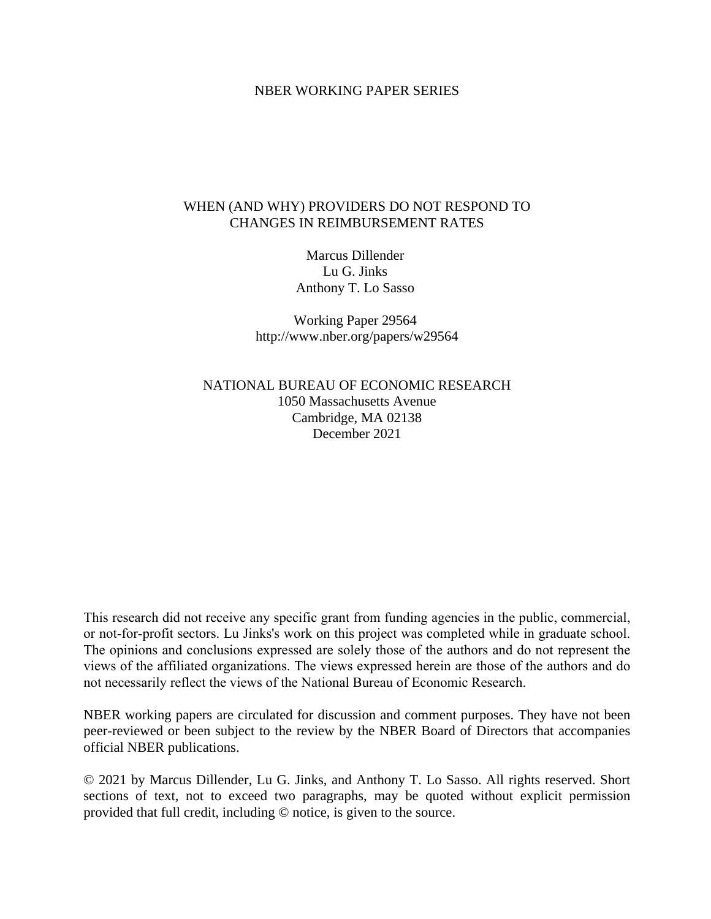NBER WORKING PAPER SERIES

# WHEN (AND WHY) PROVIDERS DO NOT RESPOND TO CHANGES IN REIMBURSEMENT RATES

Marcus Dillender
Lu G. Jinks
Anthony T. Lo Sasso

Working Paper 29564
http://www.nber.org/papers/w29564

NATIONAL BUREAU OF ECONOMIC RESEARCH
1050 Massachusetts Avenue
Cambridge, MA 02138
December 2021

This research did not receive any specific grant from funding agencies in the public, commercial, or not-for-profit sectors. Lu Jinks's work on this project was completed while in graduate school. The opinions and conclusions expressed are solely those of the authors and do not represent the views of the affiliated organizations. The views expressed herein are those of the authors and do not necessarily reflect the views of the National Bureau of Economic Research.

NBER working papers are circulated for discussion and comment purposes. They have not been peer-reviewed or been subject to the review by the NBER Board of Directors that accompanies official NBER publications.

© 2021 by Marcus Dillender, Lu G. Jinks, and Anthony T. Lo Sasso. All rights reserved. Short sections of text, not to exceed two paragraphs, may be quoted without explicit permission provided that full credit, including © notice, is given to the source.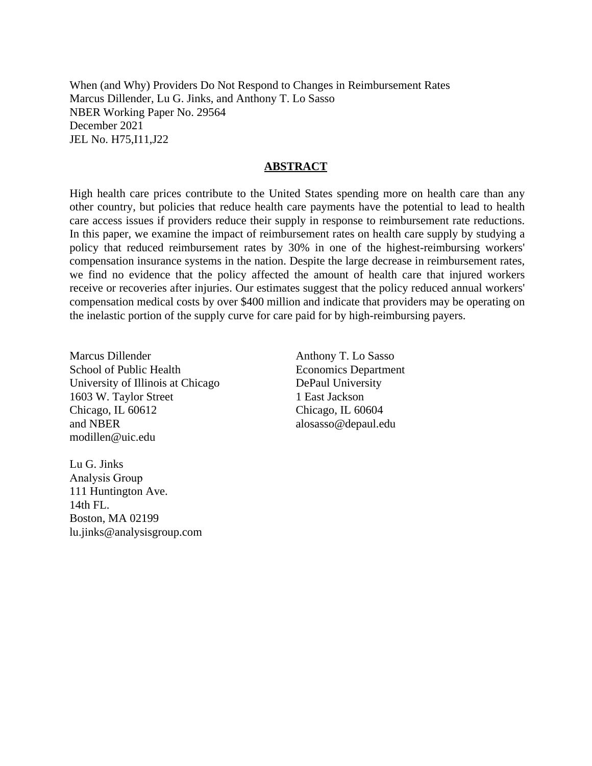When (and Why) Providers Do Not Respond to Changes in Reimbursement Rates
Marcus Dillender, Lu G. Jinks, and Anthony T. Lo Sasso
NBER Working Paper No. 29564
December 2021
JEL No. H75,I11,J22

## ABSTRACT

High health care prices contribute to the United States spending more on health care than any other country, but policies that reduce health care payments have the potential to lead to health care access issues if providers reduce their supply in response to reimbursement rate reductions. In this paper, we examine the impact of reimbursement rates on health care supply by studying a policy that reduced reimbursement rates by 30% in one of the highest-reimbursing workers' compensation insurance systems in the nation. Despite the large decrease in reimbursement rates, we find no evidence that the policy affected the amount of health care that injured workers receive or recoveries after injuries. Our estimates suggest that the policy reduced annual workers' compensation medical costs by over $400 million and indicate that providers may be operating on the inelastic portion of the supply curve for care paid for by high-reimbursing payers.

Marcus Dillender
School of Public Health
University of Illinois at Chicago
1603 W. Taylor Street
Chicago, IL 60612
and NBER
modillen@uic.edu

Lu G. Jinks
Analysis Group
111 Huntington Ave.
14th FL.
Boston, MA 02199
lu.jinks@analysisgroup.com

Anthony T. Lo Sasso
Economics Department
DePaul University
1 East Jackson
Chicago, IL 60604
alosasso@depaul.edu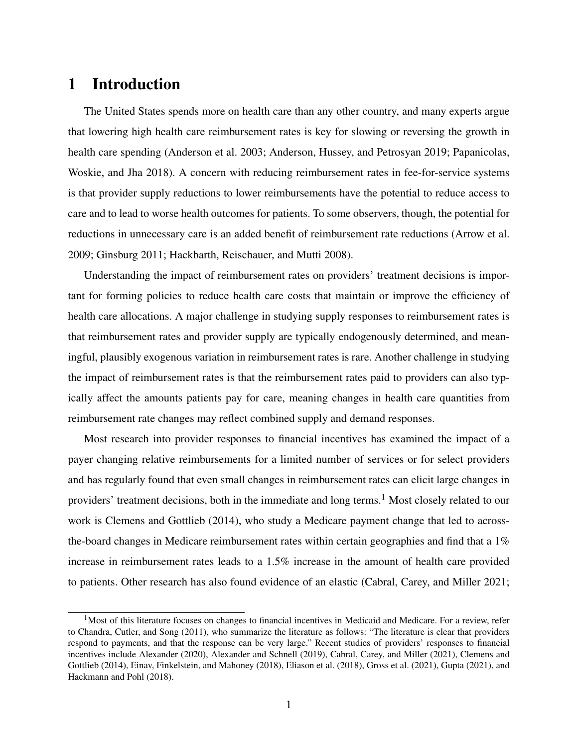# 1 Introduction

The United States spends more on health care than any other country, and many experts argue that lowering high health care reimbursement rates is key for slowing or reversing the growth in health care spending (Anderson et al. 2003; Anderson, Hussey, and Petrosyan 2019; Papanicolas, Woskie, and Jha 2018). A concern with reducing reimbursement rates in fee-for-service systems is that provider supply reductions to lower reimbursements have the potential to reduce access to care and to lead to worse health outcomes for patients. To some observers, though, the potential for reductions in unnecessary care is an added benefit of reimbursement rate reductions (Arrow et al. 2009; Ginsburg 2011; Hackbarth, Reischauer, and Mutti 2008).

Understanding the impact of reimbursement rates on providers' treatment decisions is important for forming policies to reduce health care costs that maintain or improve the efficiency of health care allocations. A major challenge in studying supply responses to reimbursement rates is that reimbursement rates and provider supply are typically endogenously determined, and meaningful, plausibly exogenous variation in reimbursement rates is rare. Another challenge in studying the impact of reimbursement rates is that the reimbursement rates paid to providers can also typically affect the amounts patients pay for care, meaning changes in health care quantities from reimbursement rate changes may reflect combined supply and demand responses.

Most research into provider responses to financial incentives has examined the impact of a payer changing relative reimbursements for a limited number of services or for select providers and has regularly found that even small changes in reimbursement rates can elicit large changes in providers' treatment decisions, both in the immediate and long terms.[1] Most closely related to our work is Clemens and Gottlieb (2014), who study a Medicare payment change that led to across-the-board changes in Medicare reimbursement rates within certain geographies and find that a 1% increase in reimbursement rates leads to a 1.5% increase in the amount of health care provided to patients. Other research has also found evidence of an elastic (Cabral, Carey, and Miller 2021;

[1] Most of this literature focuses on changes to financial incentives in Medicaid and Medicare. For a review, refer to Chandra, Cutler, and Song (2011), who summarize the literature as follows: "The literature is clear that providers respond to payments, and that the response can be very large." Recent studies of providers' responses to financial incentives include Alexander (2020), Alexander and Schnell (2019), Cabral, Carey, and Miller (2021), Clemens and Gottlieb (2014), Einav, Finkelstein, and Mahoney (2018), Eliason et al. (2018), Gross et al. (2021), Gupta (2021), and Hackmann and Pohl (2018).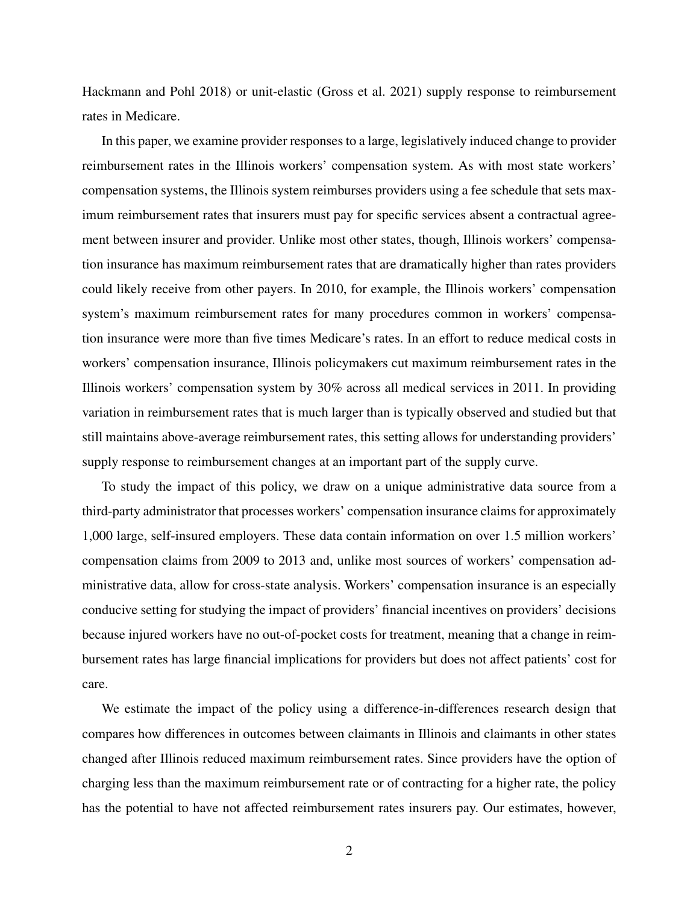Hackmann and Pohl 2018) or unit-elastic (Gross et al. 2021) supply response to reimbursement rates in Medicare.

In this paper, we examine provider responses to a large, legislatively induced change to provider reimbursement rates in the Illinois workers' compensation system. As with most state workers' compensation systems, the Illinois system reimburses providers using a fee schedule that sets maximum reimbursement rates that insurers must pay for specific services absent a contractual agreement between insurer and provider. Unlike most other states, though, Illinois workers' compensation insurance has maximum reimbursement rates that are dramatically higher than rates providers could likely receive from other payers. In 2010, for example, the Illinois workers' compensation system's maximum reimbursement rates for many procedures common in workers' compensation insurance were more than five times Medicare's rates. In an effort to reduce medical costs in workers' compensation insurance, Illinois policymakers cut maximum reimbursement rates in the Illinois workers' compensation system by 30% across all medical services in 2011. In providing variation in reimbursement rates that is much larger than is typically observed and studied but that still maintains above-average reimbursement rates, this setting allows for understanding providers' supply response to reimbursement changes at an important part of the supply curve.

To study the impact of this policy, we draw on a unique administrative data source from a third-party administrator that processes workers' compensation insurance claims for approximately 1,000 large, self-insured employers. These data contain information on over 1.5 million workers' compensation claims from 2009 to 2013 and, unlike most sources of workers' compensation administrative data, allow for cross-state analysis. Workers' compensation insurance is an especially conducive setting for studying the impact of providers' financial incentives on providers' decisions because injured workers have no out-of-pocket costs for treatment, meaning that a change in reimbursement rates has large financial implications for providers but does not affect patients' cost for care.

We estimate the impact of the policy using a difference-in-differences research design that compares how differences in outcomes between claimants in Illinois and claimants in other states changed after Illinois reduced maximum reimbursement rates. Since providers have the option of charging less than the maximum reimbursement rate or of contracting for a higher rate, the policy has the potential to have not affected reimbursement rates insurers pay. Our estimates, however,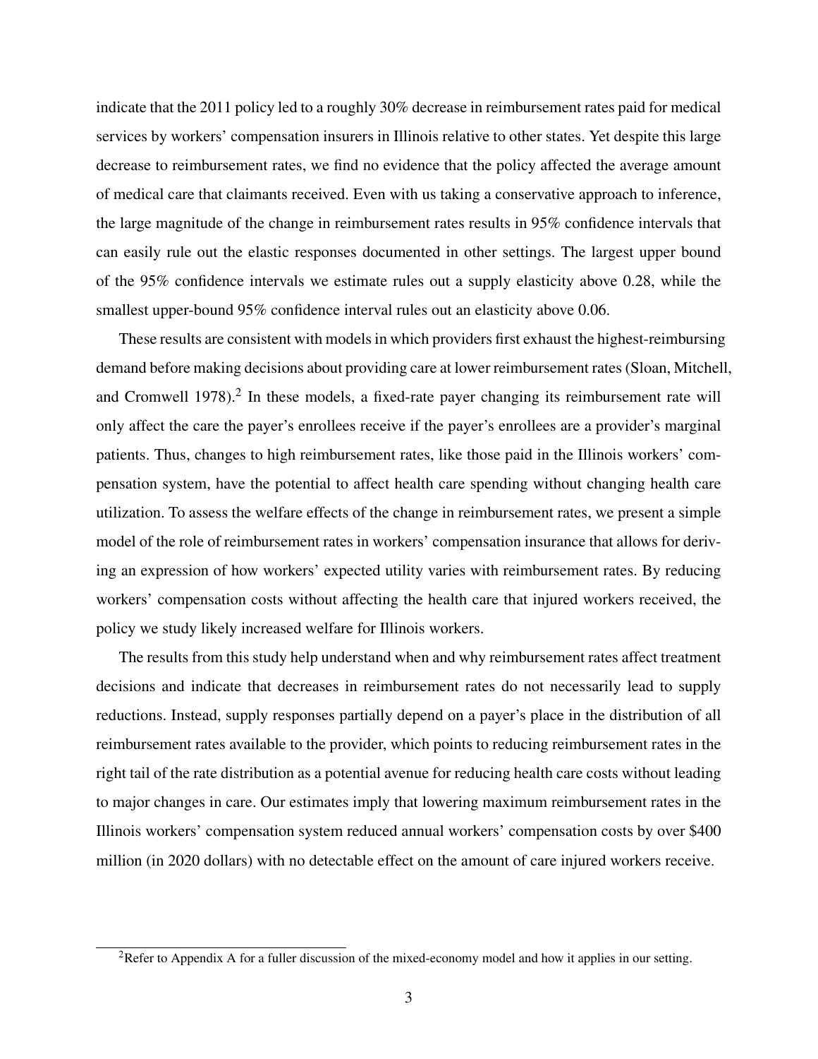indicate that the 2011 policy led to a roughly 30% decrease in reimbursement rates paid for medical services by workers' compensation insurers in Illinois relative to other states. Yet despite this large decrease to reimbursement rates, we find no evidence that the policy affected the average amount of medical care that claimants received. Even with us taking a conservative approach to inference, the large magnitude of the change in reimbursement rates results in 95% confidence intervals that can easily rule out the elastic responses documented in other settings. The largest upper bound of the 95% confidence intervals we estimate rules out a supply elasticity above 0.28, while the smallest upper-bound 95% confidence interval rules out an elasticity above 0.06.

These results are consistent with models in which providers first exhaust the highest-reimbursing demand before making decisions about providing care at lower reimbursement rates (Sloan, Mitchell, and Cromwell 1978).[2] In these models, a fixed-rate payer changing its reimbursement rate will only affect the care the payer's enrollees receive if the payer's enrollees are a provider's marginal patients. Thus, changes to high reimbursement rates, like those paid in the Illinois workers' compensation system, have the potential to affect health care spending without changing health care utilization. To assess the welfare effects of the change in reimbursement rates, we present a simple model of the role of reimbursement rates in workers' compensation insurance that allows for deriving an expression of how workers' expected utility varies with reimbursement rates. By reducing workers' compensation costs without affecting the health care that injured workers received, the policy we study likely increased welfare for Illinois workers.

The results from this study help understand when and why reimbursement rates affect treatment decisions and indicate that decreases in reimbursement rates do not necessarily lead to supply reductions. Instead, supply responses partially depend on a payer's place in the distribution of all reimbursement rates available to the provider, which points to reducing reimbursement rates in the right tail of the rate distribution as a potential avenue for reducing health care costs without leading to major changes in care. Our estimates imply that lowering maximum reimbursement rates in the Illinois workers' compensation system reduced annual workers' compensation costs by over $400 million (in 2020 dollars) with no detectable effect on the amount of care injured workers receive.

[2] Refer to Appendix A for a fuller discussion of the mixed-economy model and how it applies in our setting.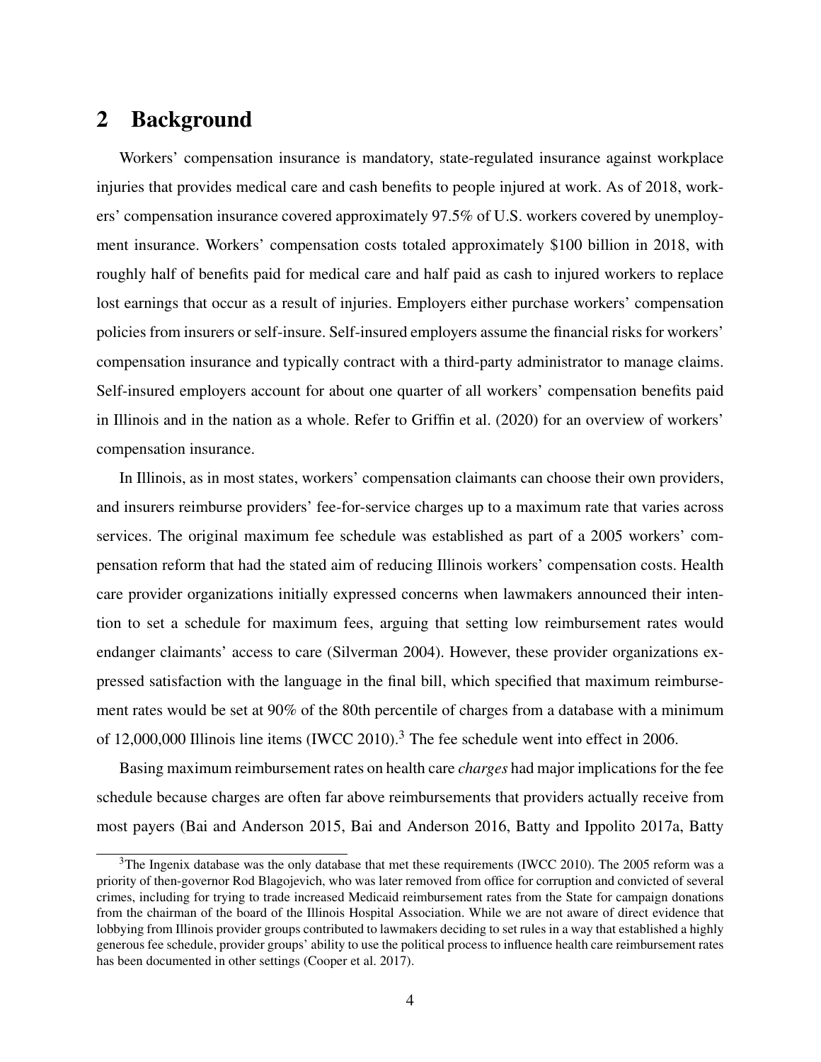## 2 Background

Workers' compensation insurance is mandatory, state-regulated insurance against workplace injuries that provides medical care and cash benefits to people injured at work. As of 2018, workers' compensation insurance covered approximately 97.5% of U.S. workers covered by unemployment insurance. Workers' compensation costs totaled approximately \$100 billion in 2018, with roughly half of benefits paid for medical care and half paid as cash to injured workers to replace lost earnings that occur as a result of injuries. Employers either purchase workers' compensation policies from insurers or self-insure. Self-insured employers assume the financial risks for workers' compensation insurance and typically contract with a third-party administrator to manage claims. Self-insured employers account for about one quarter of all workers' compensation benefits paid in Illinois and in the nation as a whole. Refer to Griffin et al. (2020) for an overview of workers' compensation insurance.

In Illinois, as in most states, workers' compensation claimants can choose their own providers, and insurers reimburse providers' fee-for-service charges up to a maximum rate that varies across services. The original maximum fee schedule was established as part of a 2005 workers' compensation reform that had the stated aim of reducing Illinois workers' compensation costs. Health care provider organizations initially expressed concerns when lawmakers announced their intention to set a schedule for maximum fees, arguing that setting low reimbursement rates would endanger claimants' access to care (Silverman 2004). However, these provider organizations expressed satisfaction with the language in the final bill, which specified that maximum reimbursement rates would be set at 90% of the 80th percentile of charges from a database with a minimum of 12,000,000 Illinois line items (IWCC 2010).[3] The fee schedule went into effect in 2006.

Basing maximum reimbursement rates on health care *charges* had major implications for the fee schedule because charges are often far above reimbursements that providers actually receive from most payers (Bai and Anderson 2015, Bai and Anderson 2016, Batty and Ippolito 2017a, Batty

[3] The Ingenix database was the only database that met these requirements (IWCC 2010). The 2005 reform was a priority of then-governor Rod Blagojevich, who was later removed from office for corruption and convicted of several crimes, including for trying to trade increased Medicaid reimbursement rates from the State for campaign donations from the chairman of the board of the Illinois Hospital Association. While we are not aware of direct evidence that lobbying from Illinois provider groups contributed to lawmakers deciding to set rules in a way that established a highly generous fee schedule, provider groups' ability to use the political process to influence health care reimbursement rates has been documented in other settings (Cooper et al. 2017).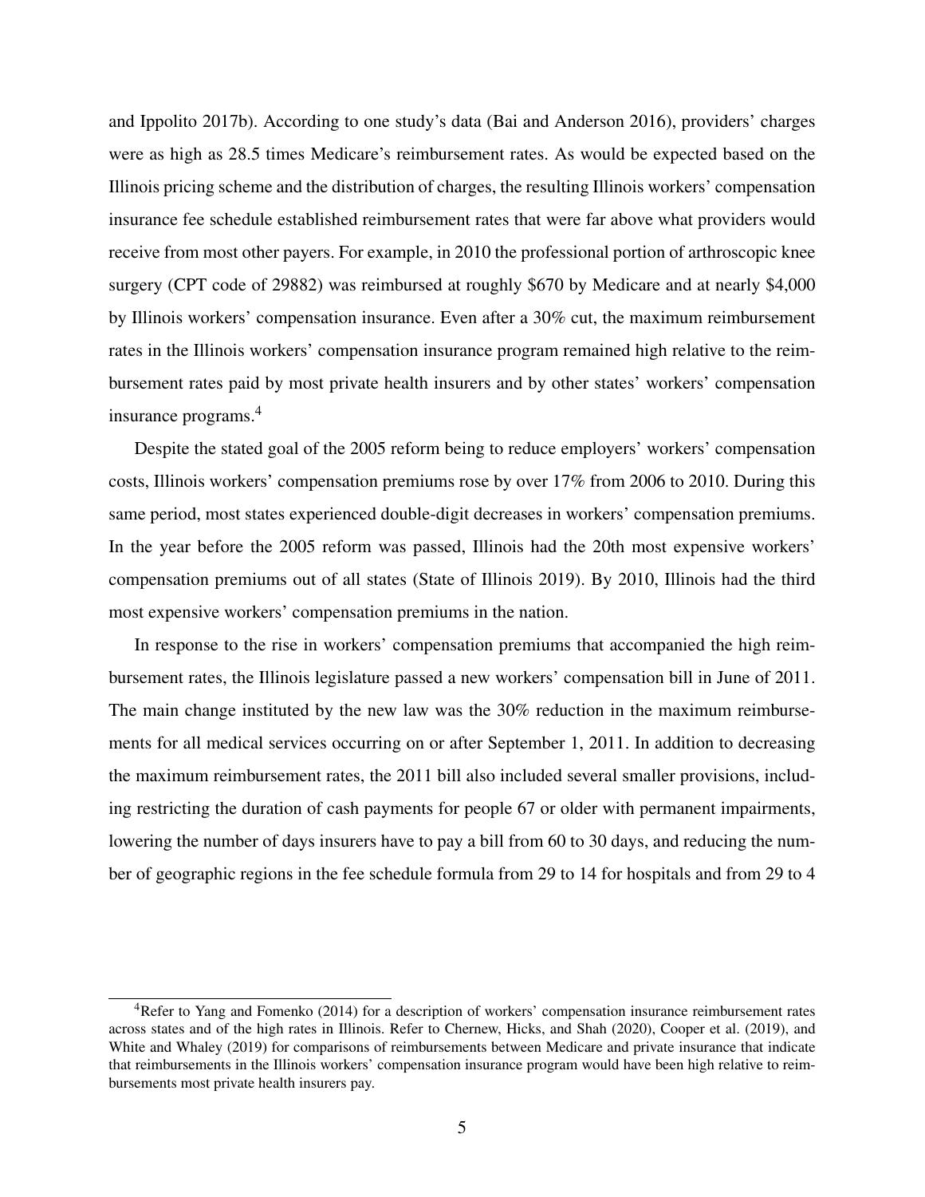and Ippolito 2017b). According to one study's data (Bai and Anderson 2016), providers' charges were as high as 28.5 times Medicare's reimbursement rates. As would be expected based on the Illinois pricing scheme and the distribution of charges, the resulting Illinois workers' compensation insurance fee schedule established reimbursement rates that were far above what providers would receive from most other payers. For example, in 2010 the professional portion of arthroscopic knee surgery (CPT code of 29882) was reimbursed at roughly $670 by Medicare and at nearly $4,000 by Illinois workers' compensation insurance. Even after a 30% cut, the maximum reimbursement rates in the Illinois workers' compensation insurance program remained high relative to the reimbursement rates paid by most private health insurers and by other states' workers' compensation insurance programs.[4]

Despite the stated goal of the 2005 reform being to reduce employers' workers' compensation costs, Illinois workers' compensation premiums rose by over 17% from 2006 to 2010. During this same period, most states experienced double-digit decreases in workers' compensation premiums. In the year before the 2005 reform was passed, Illinois had the 20th most expensive workers' compensation premiums out of all states (State of Illinois 2019). By 2010, Illinois had the third most expensive workers' compensation premiums in the nation.

In response to the rise in workers' compensation premiums that accompanied the high reimbursement rates, the Illinois legislature passed a new workers' compensation bill in June of 2011. The main change instituted by the new law was the 30% reduction in the maximum reimbursements for all medical services occurring on or after September 1, 2011. In addition to decreasing the maximum reimbursement rates, the 2011 bill also included several smaller provisions, including restricting the duration of cash payments for people 67 or older with permanent impairments, lowering the number of days insurers have to pay a bill from 60 to 30 days, and reducing the number of geographic regions in the fee schedule formula from 29 to 14 for hospitals and from 29 to 4

[4] Refer to Yang and Fomenko (2014) for a description of workers' compensation insurance reimbursement rates across states and of the high rates in Illinois. Refer to Chernew, Hicks, and Shah (2020), Cooper et al. (2019), and White and Whaley (2019) for comparisons of reimbursements between Medicare and private insurance that indicate that reimbursements in the Illinois workers' compensation insurance program would have been high relative to reimbursements most private health insurers pay.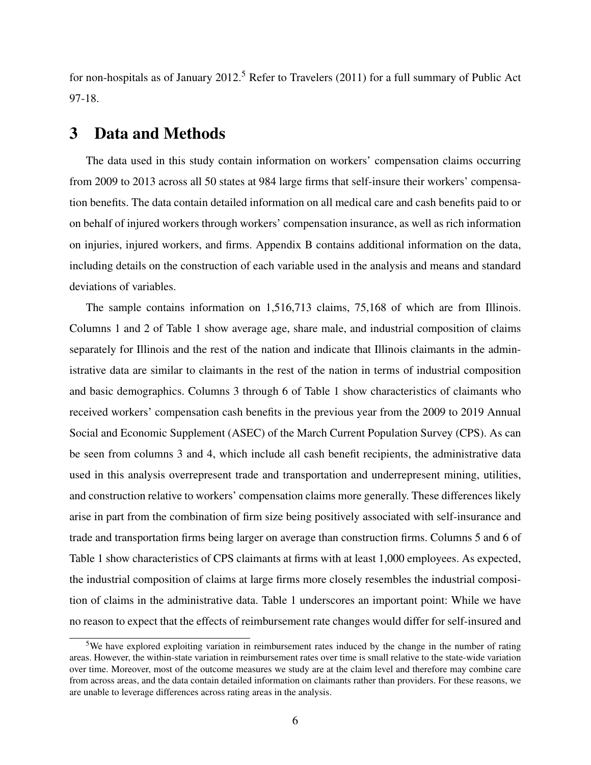for non-hospitals as of January 2012.[5] Refer to Travelers (2011) for a full summary of Public Act 97-18.

# 3 Data and Methods

The data used in this study contain information on workers' compensation claims occurring from 2009 to 2013 across all 50 states at 984 large firms that self-insure their workers' compensation benefits. The data contain detailed information on all medical care and cash benefits paid to or on behalf of injured workers through workers' compensation insurance, as well as rich information on injuries, injured workers, and firms. Appendix B contains additional information on the data, including details on the construction of each variable used in the analysis and means and standard deviations of variables.

The sample contains information on 1,516,713 claims, 75,168 of which are from Illinois. Columns 1 and 2 of Table 1 show average age, share male, and industrial composition of claims separately for Illinois and the rest of the nation and indicate that Illinois claimants in the administrative data are similar to claimants in the rest of the nation in terms of industrial composition and basic demographics. Columns 3 through 6 of Table 1 show characteristics of claimants who received workers' compensation cash benefits in the previous year from the 2009 to 2019 Annual Social and Economic Supplement (ASEC) of the March Current Population Survey (CPS). As can be seen from columns 3 and 4, which include all cash benefit recipients, the administrative data used in this analysis overrepresent trade and transportation and underrepresent mining, utilities, and construction relative to workers' compensation claims more generally. These differences likely arise in part from the combination of firm size being positively associated with self-insurance and trade and transportation firms being larger on average than construction firms. Columns 5 and 6 of Table 1 show characteristics of CPS claimants at firms with at least 1,000 employees. As expected, the industrial composition of claims at large firms more closely resembles the industrial composition of claims in the administrative data. Table 1 underscores an important point: While we have no reason to expect that the effects of reimbursement rate changes would differ for self-insured and

[5] We have explored exploiting variation in reimbursement rates induced by the change in the number of rating areas. However, the within-state variation in reimbursement rates over time is small relative to the state-wide variation over time. Moreover, most of the outcome measures we study are at the claim level and therefore may combine care from across areas, and the data contain detailed information on claimants rather than providers. For these reasons, we are unable to leverage differences across rating areas in the analysis.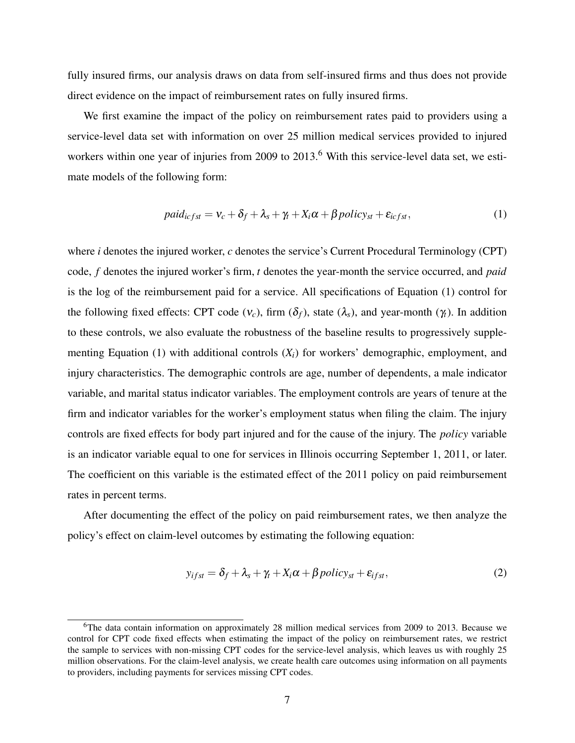fully insured firms, our analysis draws on data from self-insured firms and thus does not provide direct evidence on the impact of reimbursement rates on fully insured firms.

We first examine the impact of the policy on reimbursement rates paid to providers using a service-level data set with information on over 25 million medical services provided to injured workers within one year of injuries from 2009 to 2013.[6] With this service-level data set, we estimate models of the following form:

$$paid_{icfst} = \nu_c + \delta_f + \lambda_s + \gamma_t + X_i\alpha + \beta policy_{st} + \varepsilon_{icfst}, \tag{1}$$

where $i$ denotes the injured worker, $c$ denotes the service's Current Procedural Terminology (CPT) code, $f$ denotes the injured worker's firm, $t$ denotes the year-month the service occurred, and *paid* is the log of the reimbursement paid for a service. All specifications of Equation (1) control for the following fixed effects: CPT code ($\nu_c$), firm ($\delta_f$), state ($\lambda_s$), and year-month ($\gamma_t$). In addition to these controls, we also evaluate the robustness of the baseline results to progressively supplementing Equation (1) with additional controls ($X_i$) for workers' demographic, employment, and injury characteristics. The demographic controls are age, number of dependents, a male indicator variable, and marital status indicator variables. The employment controls are years of tenure at the firm and indicator variables for the worker's employment status when filing the claim. The injury controls are fixed effects for body part injured and for the cause of the injury. The *policy* variable is an indicator variable equal to one for services in Illinois occurring September 1, 2011, or later. The coefficient on this variable is the estimated effect of the 2011 policy on paid reimbursement rates in percent terms.

After documenting the effect of the policy on paid reimbursement rates, we then analyze the policy's effect on claim-level outcomes by estimating the following equation:

$$y_{ifst} = \delta_f + \lambda_s + \gamma_t + X_i\alpha + \beta policy_{st} + \varepsilon_{ifst}, \tag{2}$$

[6]The data contain information on approximately 28 million medical services from 2009 to 2013. Because we control for CPT code fixed effects when estimating the impact of the policy on reimbursement rates, we restrict the sample to services with non-missing CPT codes for the service-level analysis, which leaves us with roughly 25 million observations. For the claim-level analysis, we create health care outcomes using information on all payments to providers, including payments for services missing CPT codes.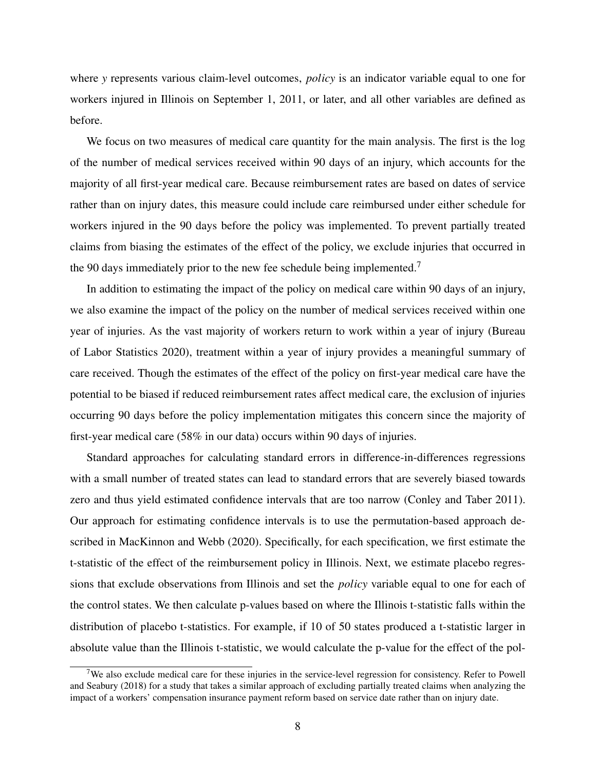where *y* represents various claim-level outcomes, *policy* is an indicator variable equal to one for workers injured in Illinois on September 1, 2011, or later, and all other variables are defined as before.

We focus on two measures of medical care quantity for the main analysis. The first is the log of the number of medical services received within 90 days of an injury, which accounts for the majority of all first-year medical care. Because reimbursement rates are based on dates of service rather than on injury dates, this measure could include care reimbursed under either schedule for workers injured in the 90 days before the policy was implemented. To prevent partially treated claims from biasing the estimates of the effect of the policy, we exclude injuries that occurred in the 90 days immediately prior to the new fee schedule being implemented.[7]

In addition to estimating the impact of the policy on medical care within 90 days of an injury, we also examine the impact of the policy on the number of medical services received within one year of injuries. As the vast majority of workers return to work within a year of injury (Bureau of Labor Statistics 2020), treatment within a year of injury provides a meaningful summary of care received. Though the estimates of the effect of the policy on first-year medical care have the potential to be biased if reduced reimbursement rates affect medical care, the exclusion of injuries occurring 90 days before the policy implementation mitigates this concern since the majority of first-year medical care (58% in our data) occurs within 90 days of injuries.

Standard approaches for calculating standard errors in difference-in-differences regressions with a small number of treated states can lead to standard errors that are severely biased towards zero and thus yield estimated confidence intervals that are too narrow (Conley and Taber 2011). Our approach for estimating confidence intervals is to use the permutation-based approach described in MacKinnon and Webb (2020). Specifically, for each specification, we first estimate the t-statistic of the effect of the reimbursement policy in Illinois. Next, we estimate placebo regressions that exclude observations from Illinois and set the *policy* variable equal to one for each of the control states. We then calculate p-values based on where the Illinois t-statistic falls within the distribution of placebo t-statistics. For example, if 10 of 50 states produced a t-statistic larger in absolute value than the Illinois t-statistic, we would calculate the p-value for the effect of the pol-

[7] We also exclude medical care for these injuries in the service-level regression for consistency. Refer to Powell and Seabury (2018) for a study that takes a similar approach of excluding partially treated claims when analyzing the impact of a workers' compensation insurance payment reform based on service date rather than on injury date.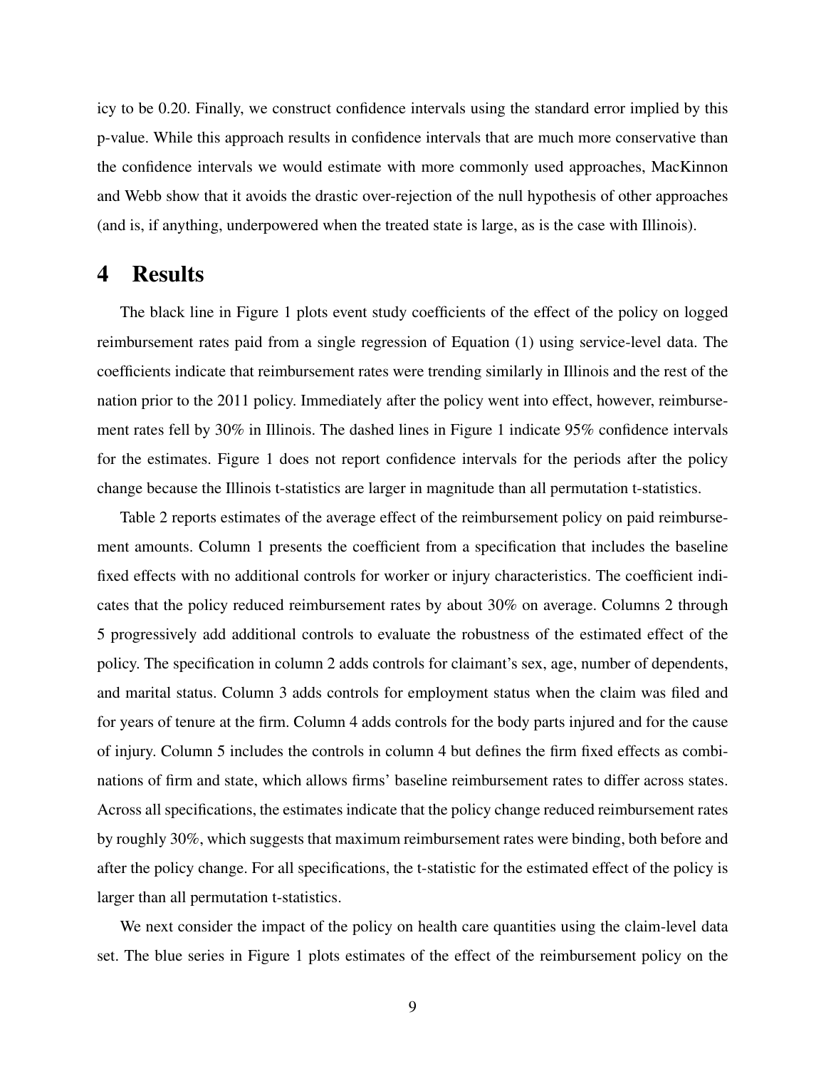icy to be 0.20. Finally, we construct confidence intervals using the standard error implied by this p-value. While this approach results in confidence intervals that are much more conservative than the confidence intervals we would estimate with more commonly used approaches, MacKinnon and Webb show that it avoids the drastic over-rejection of the null hypothesis of other approaches (and is, if anything, underpowered when the treated state is large, as is the case with Illinois).

# 4 Results

The black line in Figure 1 plots event study coefficients of the effect of the policy on logged reimbursement rates paid from a single regression of Equation (1) using service-level data. The coefficients indicate that reimbursement rates were trending similarly in Illinois and the rest of the nation prior to the 2011 policy. Immediately after the policy went into effect, however, reimbursement rates fell by 30% in Illinois. The dashed lines in Figure 1 indicate 95% confidence intervals for the estimates. Figure 1 does not report confidence intervals for the periods after the policy change because the Illinois t-statistics are larger in magnitude than all permutation t-statistics.

Table 2 reports estimates of the average effect of the reimbursement policy on paid reimbursement amounts. Column 1 presents the coefficient from a specification that includes the baseline fixed effects with no additional controls for worker or injury characteristics. The coefficient indicates that the policy reduced reimbursement rates by about 30% on average. Columns 2 through 5 progressively add additional controls to evaluate the robustness of the estimated effect of the policy. The specification in column 2 adds controls for claimant's sex, age, number of dependents, and marital status. Column 3 adds controls for employment status when the claim was filed and for years of tenure at the firm. Column 4 adds controls for the body parts injured and for the cause of injury. Column 5 includes the controls in column 4 but defines the firm fixed effects as combinations of firm and state, which allows firms' baseline reimbursement rates to differ across states. Across all specifications, the estimates indicate that the policy change reduced reimbursement rates by roughly 30%, which suggests that maximum reimbursement rates were binding, both before and after the policy change. For all specifications, the t-statistic for the estimated effect of the policy is larger than all permutation t-statistics.

We next consider the impact of the policy on health care quantities using the claim-level data set. The blue series in Figure 1 plots estimates of the effect of the reimbursement policy on the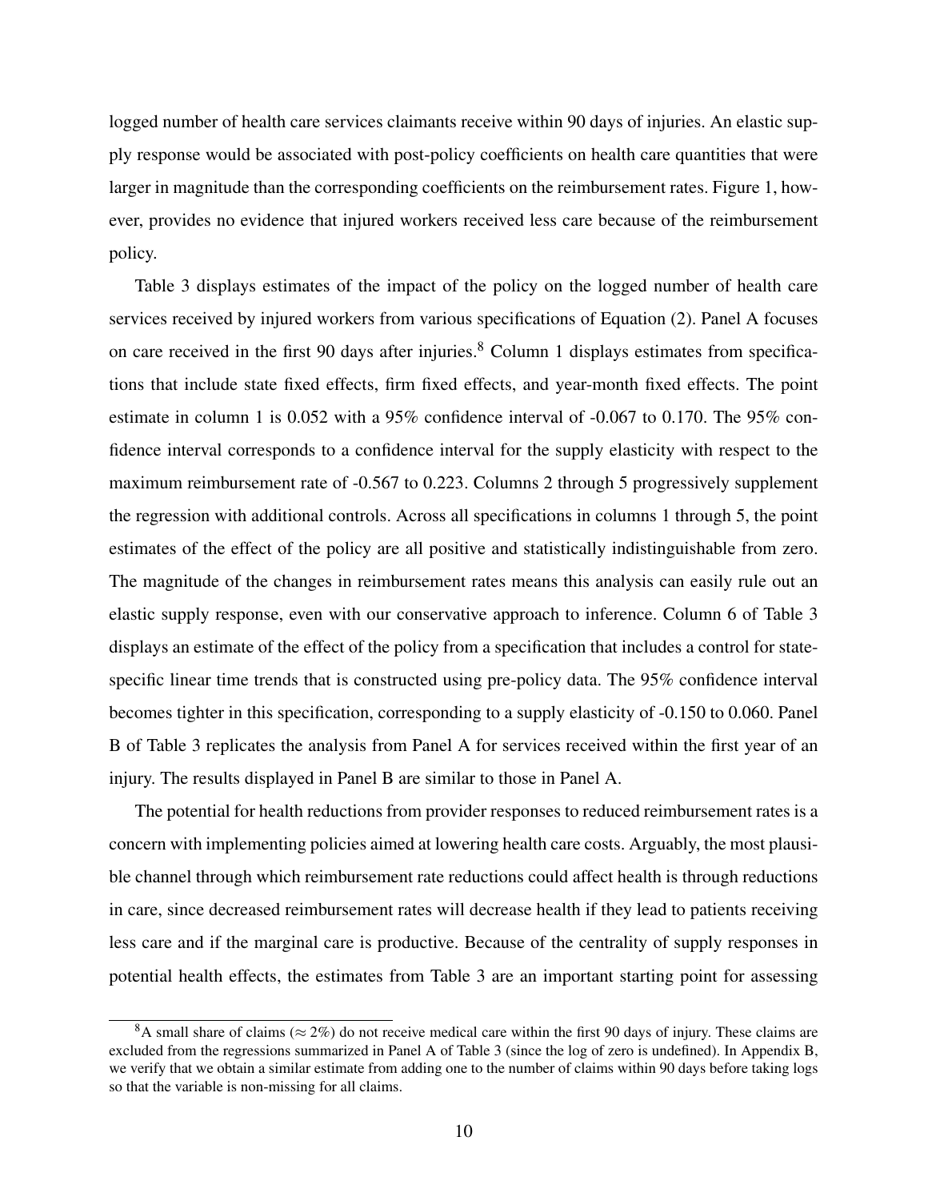logged number of health care services claimants receive within 90 days of injuries. An elastic supply response would be associated with post-policy coefficients on health care quantities that were larger in magnitude than the corresponding coefficients on the reimbursement rates. Figure 1, however, provides no evidence that injured workers received less care because of the reimbursement policy.

Table 3 displays estimates of the impact of the policy on the logged number of health care services received by injured workers from various specifications of Equation (2). Panel A focuses on care received in the first 90 days after injuries.[8] Column 1 displays estimates from specifications that include state fixed effects, firm fixed effects, and year-month fixed effects. The point estimate in column 1 is 0.052 with a 95% confidence interval of -0.067 to 0.170. The 95% confidence interval corresponds to a confidence interval for the supply elasticity with respect to the maximum reimbursement rate of -0.567 to 0.223. Columns 2 through 5 progressively supplement the regression with additional controls. Across all specifications in columns 1 through 5, the point estimates of the effect of the policy are all positive and statistically indistinguishable from zero. The magnitude of the changes in reimbursement rates means this analysis can easily rule out an elastic supply response, even with our conservative approach to inference. Column 6 of Table 3 displays an estimate of the effect of the policy from a specification that includes a control for state-specific linear time trends that is constructed using pre-policy data. The 95% confidence interval becomes tighter in this specification, corresponding to a supply elasticity of -0.150 to 0.060. Panel B of Table 3 replicates the analysis from Panel A for services received within the first year of an injury. The results displayed in Panel B are similar to those in Panel A.

The potential for health reductions from provider responses to reduced reimbursement rates is a concern with implementing policies aimed at lowering health care costs. Arguably, the most plausible channel through which reimbursement rate reductions could affect health is through reductions in care, since decreased reimbursement rates will decrease health if they lead to patients receiving less care and if the marginal care is productive. Because of the centrality of supply responses in potential health effects, the estimates from Table 3 are an important starting point for assessing

[8] A small share of claims ($\approx 2\%$) do not receive medical care within the first 90 days of injury. These claims are excluded from the regressions summarized in Panel A of Table 3 (since the log of zero is undefined). In Appendix B, we verify that we obtain a similar estimate from adding one to the number of claims within 90 days before taking logs so that the variable is non-missing for all claims.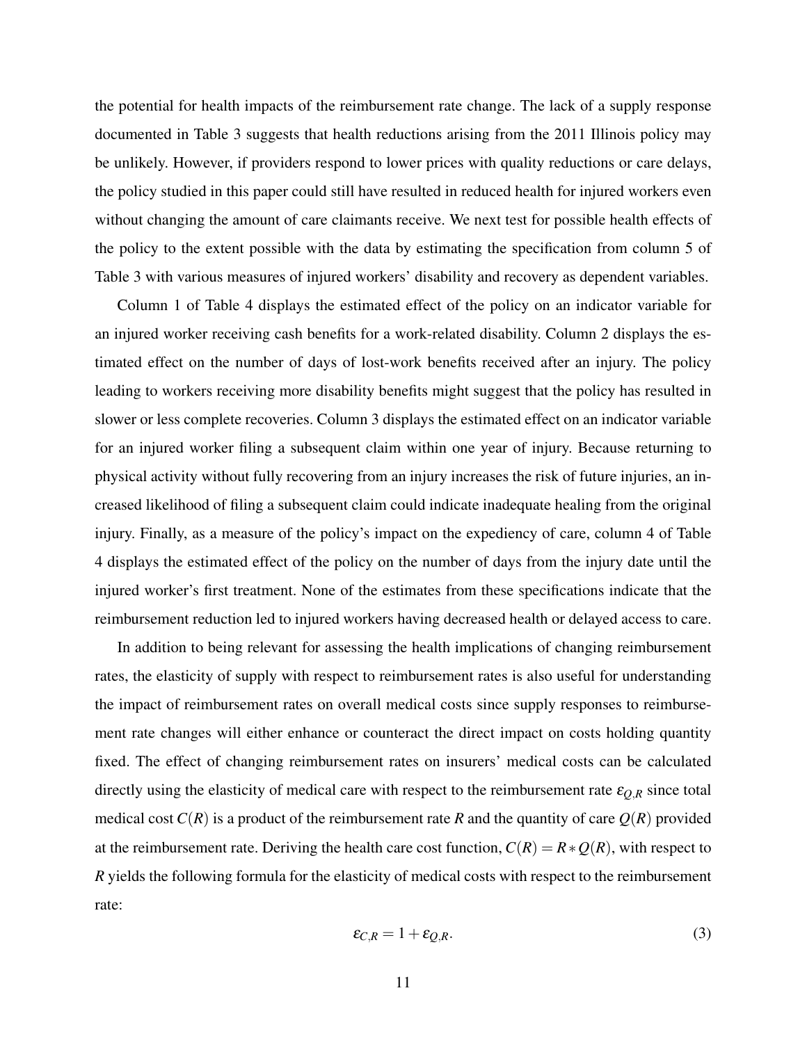the potential for health impacts of the reimbursement rate change. The lack of a supply response documented in Table 3 suggests that health reductions arising from the 2011 Illinois policy may be unlikely. However, if providers respond to lower prices with quality reductions or care delays, the policy studied in this paper could still have resulted in reduced health for injured workers even without changing the amount of care claimants receive. We next test for possible health effects of the policy to the extent possible with the data by estimating the specification from column 5 of Table 3 with various measures of injured workers' disability and recovery as dependent variables.

Column 1 of Table 4 displays the estimated effect of the policy on an indicator variable for an injured worker receiving cash benefits for a work-related disability. Column 2 displays the estimated effect on the number of days of lost-work benefits received after an injury. The policy leading to workers receiving more disability benefits might suggest that the policy has resulted in slower or less complete recoveries. Column 3 displays the estimated effect on an indicator variable for an injured worker filing a subsequent claim within one year of injury. Because returning to physical activity without fully recovering from an injury increases the risk of future injuries, an increased likelihood of filing a subsequent claim could indicate inadequate healing from the original injury. Finally, as a measure of the policy's impact on the expediency of care, column 4 of Table 4 displays the estimated effect of the policy on the number of days from the injury date until the injured worker's first treatment. None of the estimates from these specifications indicate that the reimbursement reduction led to injured workers having decreased health or delayed access to care.

In addition to being relevant for assessing the health implications of changing reimbursement rates, the elasticity of supply with respect to reimbursement rates is also useful for understanding the impact of reimbursement rates on overall medical costs since supply responses to reimbursement rate changes will either enhance or counteract the direct impact on costs holding quantity fixed. The effect of changing reimbursement rates on insurers' medical costs can be calculated directly using the elasticity of medical care with respect to the reimbursement rate $\varepsilon_{Q,R}$ since total medical cost $C(R)$ is a product of the reimbursement rate $R$ and the quantity of care $Q(R)$ provided at the reimbursement rate. Deriving the health care cost function, $C(R) = R * Q(R)$, with respect to $R$ yields the following formula for the elasticity of medical costs with respect to the reimbursement rate:

$$\varepsilon_{C,R} = 1 + \varepsilon_{Q,R}. \tag{3}$$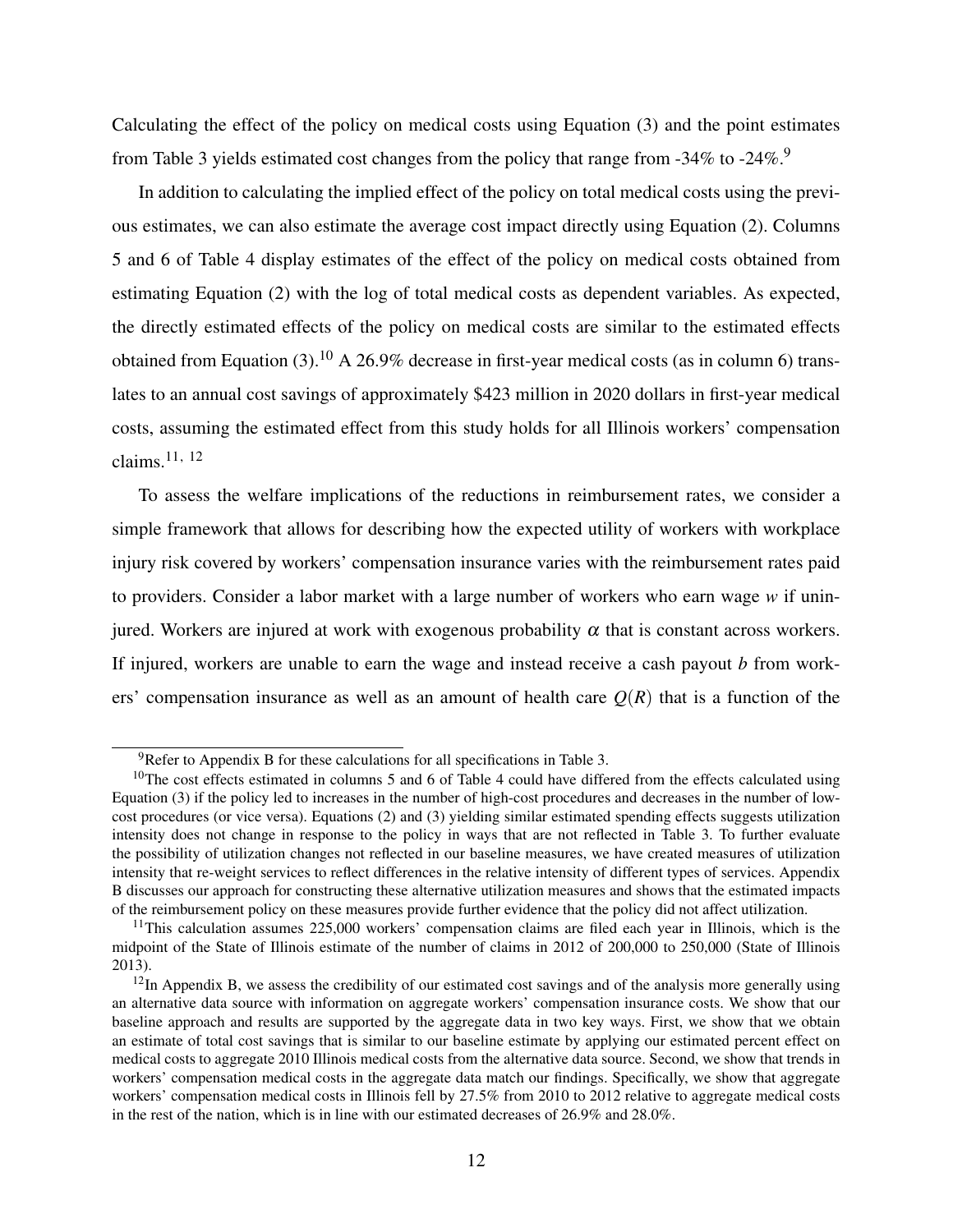Calculating the effect of the policy on medical costs using Equation (3) and the point estimates from Table 3 yields estimated cost changes from the policy that range from -34% to -24%.[9]

In addition to calculating the implied effect of the policy on total medical costs using the previous estimates, we can also estimate the average cost impact directly using Equation (2). Columns 5 and 6 of Table 4 display estimates of the effect of the policy on medical costs obtained from estimating Equation (2) with the log of total medical costs as dependent variables. As expected, the directly estimated effects of the policy on medical costs are similar to the estimated effects obtained from Equation (3).[10] A 26.9% decrease in first-year medical costs (as in column 6) translates to an annual cost savings of approximately $423 million in 2020 dollars in first-year medical costs, assuming the estimated effect from this study holds for all Illinois workers' compensation claims.[11, 12]

To assess the welfare implications of the reductions in reimbursement rates, we consider a simple framework that allows for describing how the expected utility of workers with workplace injury risk covered by workers' compensation insurance varies with the reimbursement rates paid to providers. Consider a labor market with a large number of workers who earn wage $w$ if uninjured. Workers are injured at work with exogenous probability $\alpha$ that is constant across workers. If injured, workers are unable to earn the wage and instead receive a cash payout $b$ from workers' compensation insurance as well as an amount of health care $Q(R)$ that is a function of the

---

[9] Refer to Appendix B for these calculations for all specifications in Table 3.

[10] The cost effects estimated in columns 5 and 6 of Table 4 could have differed from the effects calculated using Equation (3) if the policy led to increases in the number of high-cost procedures and decreases in the number of low-cost procedures (or vice versa). Equations (2) and (3) yielding similar estimated spending effects suggests utilization intensity does not change in response to the policy in ways that are not reflected in Table 3. To further evaluate the possibility of utilization changes not reflected in our baseline measures, we have created measures of utilization intensity that re-weight services to reflect differences in the relative intensity of different types of services. Appendix B discusses our approach for constructing these alternative utilization measures and shows that the estimated impacts of the reimbursement policy on these measures provide further evidence that the policy did not affect utilization.

[11] This calculation assumes 225,000 workers' compensation claims are filed each year in Illinois, which is the midpoint of the State of Illinois estimate of the number of claims in 2012 of 200,000 to 250,000 (State of Illinois 2013).

[12] In Appendix B, we assess the credibility of our estimated cost savings and of the analysis more generally using an alternative data source with information on aggregate workers' compensation insurance costs. We show that our baseline approach and results are supported by the aggregate data in two key ways. First, we show that we obtain an estimate of total cost savings that is similar to our baseline estimate by applying our estimated percent effect on medical costs to aggregate 2010 Illinois medical costs from the alternative data source. Second, we show that trends in workers' compensation medical costs in the aggregate data match our findings. Specifically, we show that aggregate workers' compensation medical costs in Illinois fell by 27.5% from 2010 to 2012 relative to aggregate medical costs in the rest of the nation, which is in line with our estimated decreases of 26.9% and 28.0%.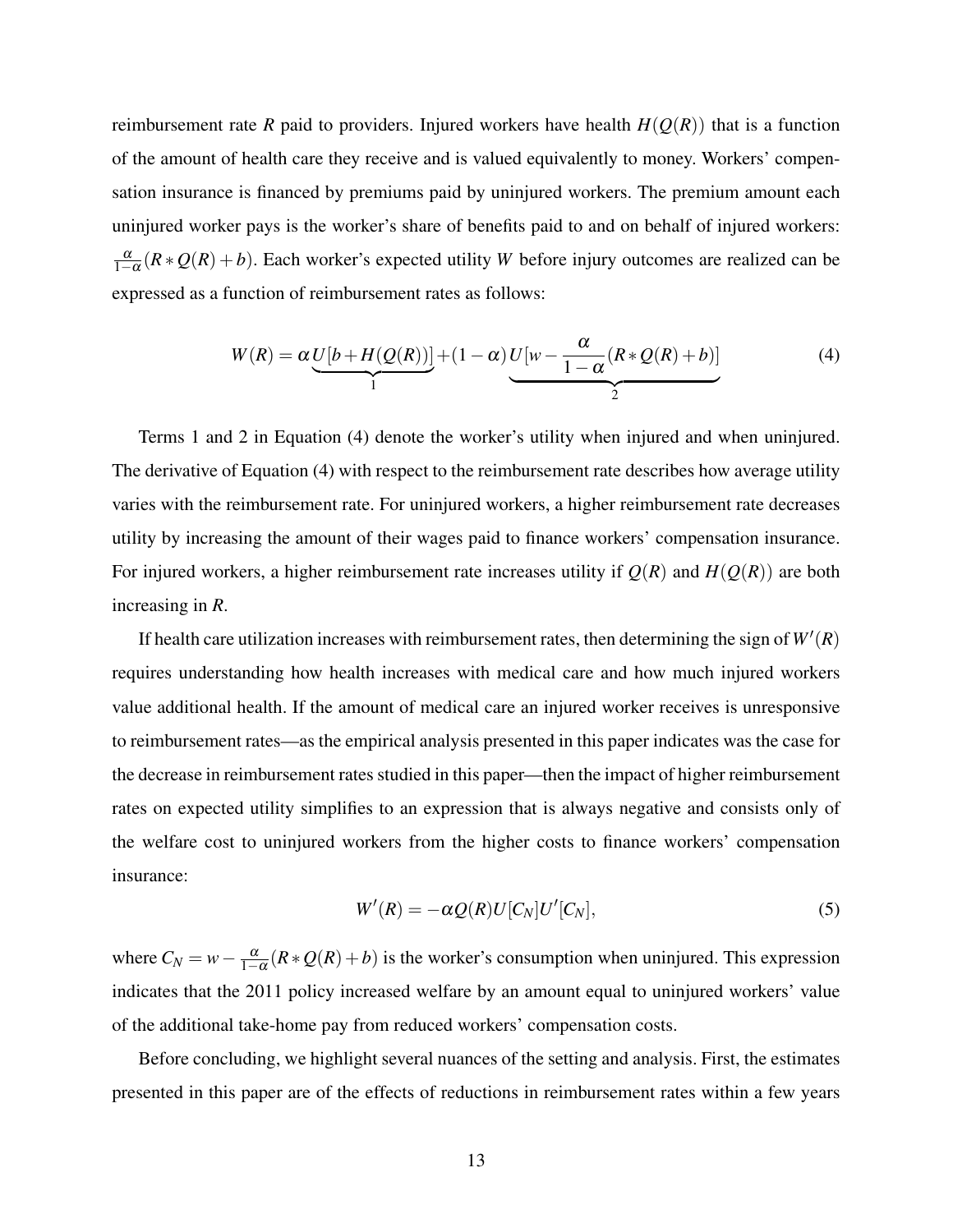reimbursement rate $R$ paid to providers. Injured workers have health $H(Q(R))$ that is a function of the amount of health care they receive and is valued equivalently to money. Workers' compensation insurance is financed by premiums paid by uninjured workers. The premium amount each uninjured worker pays is the worker's share of benefits paid to and on behalf of injured workers: $\frac{\alpha}{1-\alpha}(R * Q(R) + b)$. Each worker's expected utility $W$ before injury outcomes are realized can be expressed as a function of reimbursement rates as follows:

$$W(R) = \alpha \underbrace{U[b + H(Q(R))]}_{1} + (1-\alpha) \underbrace{U[w - \frac{\alpha}{1-\alpha}(R * Q(R) + b)]}_{2} \tag{4}$$

Terms 1 and 2 in Equation (4) denote the worker's utility when injured and when uninjured. The derivative of Equation (4) with respect to the reimbursement rate describes how average utility varies with the reimbursement rate. For uninjured workers, a higher reimbursement rate decreases utility by increasing the amount of their wages paid to finance workers' compensation insurance. For injured workers, a higher reimbursement rate increases utility if $Q(R)$ and $H(Q(R))$ are both increasing in $R$.

If health care utilization increases with reimbursement rates, then determining the sign of $W'(R)$ requires understanding how health increases with medical care and how much injured workers value additional health. If the amount of medical care an injured worker receives is unresponsive to reimbursement rates—as the empirical analysis presented in this paper indicates was the case for the decrease in reimbursement rates studied in this paper—then the impact of higher reimbursement rates on expected utility simplifies to an expression that is always negative and consists only of the welfare cost to uninjured workers from the higher costs to finance workers' compensation insurance:

$$W'(R) = -\alpha Q(R) U[C_N] U'[C_N], \tag{5}$$

where $C_N = w - \frac{\alpha}{1-\alpha}(R * Q(R) + b)$ is the worker's consumption when uninjured. This expression indicates that the 2011 policy increased welfare by an amount equal to uninjured workers' value of the additional take-home pay from reduced workers' compensation costs.

Before concluding, we highlight several nuances of the setting and analysis. First, the estimates presented in this paper are of the effects of reductions in reimbursement rates within a few years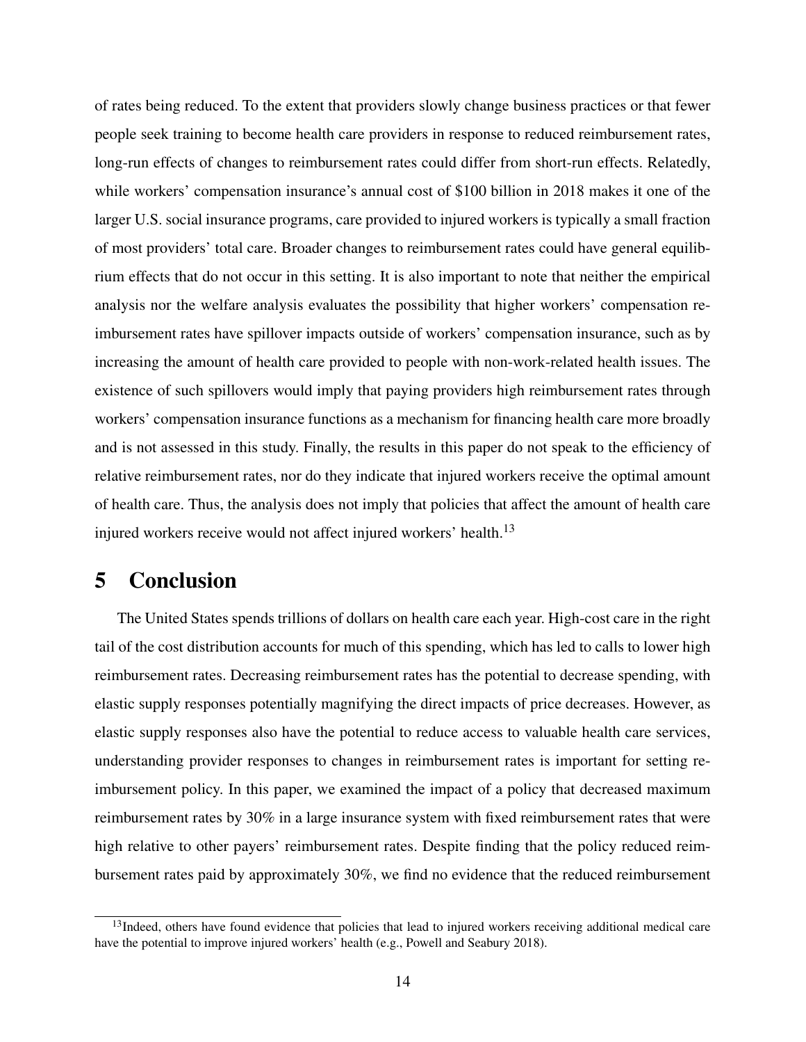of rates being reduced. To the extent that providers slowly change business practices or that fewer people seek training to become health care providers in response to reduced reimbursement rates, long-run effects of changes to reimbursement rates could differ from short-run effects. Relatedly, while workers' compensation insurance's annual cost of $100 billion in 2018 makes it one of the larger U.S. social insurance programs, care provided to injured workers is typically a small fraction of most providers' total care. Broader changes to reimbursement rates could have general equilibrium effects that do not occur in this setting. It is also important to note that neither the empirical analysis nor the welfare analysis evaluates the possibility that higher workers' compensation reimbursement rates have spillover impacts outside of workers' compensation insurance, such as by increasing the amount of health care provided to people with non-work-related health issues. The existence of such spillovers would imply that paying providers high reimbursement rates through workers' compensation insurance functions as a mechanism for financing health care more broadly and is not assessed in this study. Finally, the results in this paper do not speak to the efficiency of relative reimbursement rates, nor do they indicate that injured workers receive the optimal amount of health care. Thus, the analysis does not imply that policies that affect the amount of health care injured workers receive would not affect injured workers' health.[13]

# 5 Conclusion

The United States spends trillions of dollars on health care each year. High-cost care in the right tail of the cost distribution accounts for much of this spending, which has led to calls to lower high reimbursement rates. Decreasing reimbursement rates has the potential to decrease spending, with elastic supply responses potentially magnifying the direct impacts of price decreases. However, as elastic supply responses also have the potential to reduce access to valuable health care services, understanding provider responses to changes in reimbursement rates is important for setting reimbursement policy. In this paper, we examined the impact of a policy that decreased maximum reimbursement rates by 30% in a large insurance system with fixed reimbursement rates that were high relative to other payers' reimbursement rates. Despite finding that the policy reduced reimbursement rates paid by approximately 30%, we find no evidence that the reduced reimbursement

[13] Indeed, others have found evidence that policies that lead to injured workers receiving additional medical care have the potential to improve injured workers' health (e.g., Powell and Seabury 2018).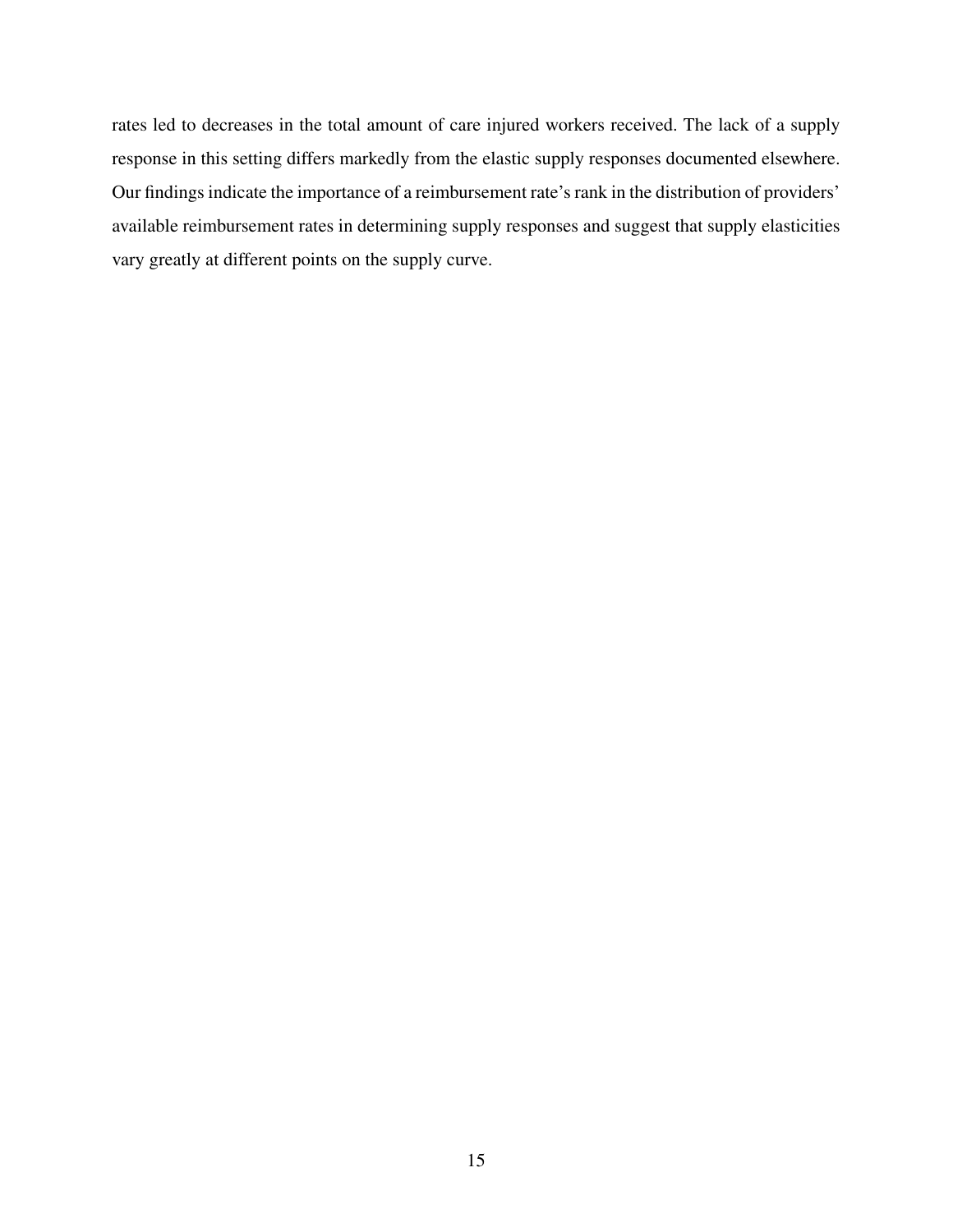rates led to decreases in the total amount of care injured workers received. The lack of a supply response in this setting differs markedly from the elastic supply responses documented elsewhere. Our findings indicate the importance of a reimbursement rate's rank in the distribution of providers' available reimbursement rates in determining supply responses and suggest that supply elasticities vary greatly at different points on the supply curve.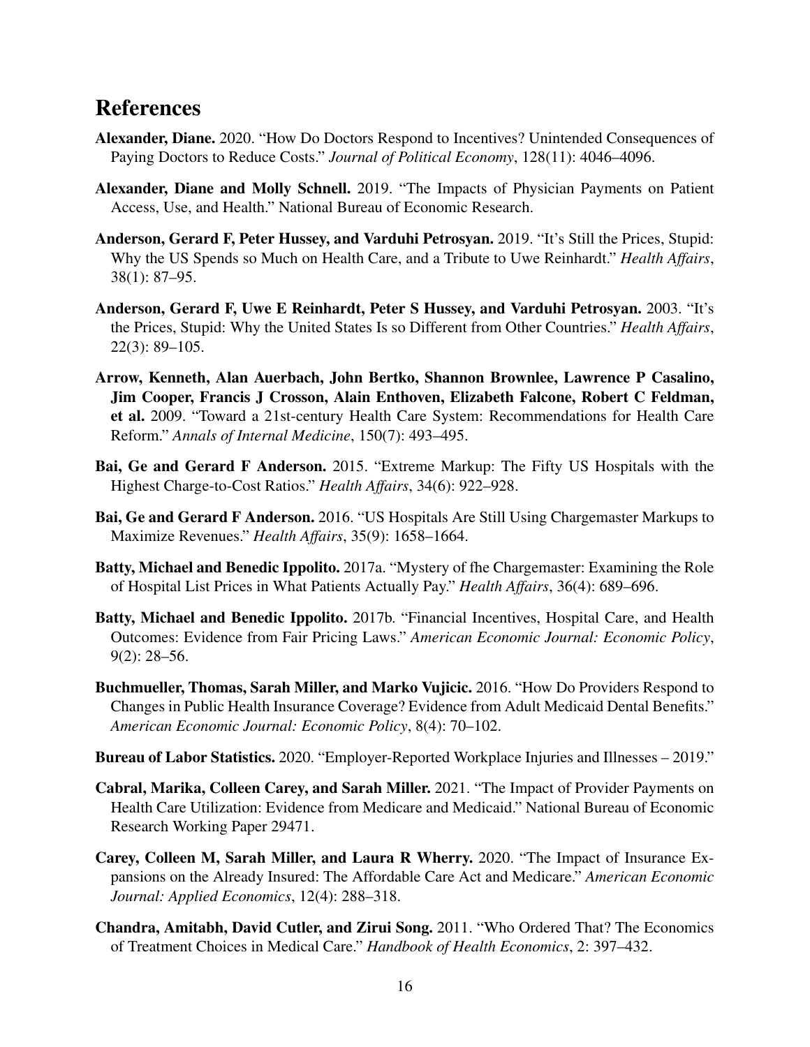## References

**Alexander, Diane.** 2020. "How Do Doctors Respond to Incentives? Unintended Consequences of Paying Doctors to Reduce Costs." *Journal of Political Economy*, 128(11): 4046–4096.

**Alexander, Diane and Molly Schnell.** 2019. "The Impacts of Physician Payments on Patient Access, Use, and Health." National Bureau of Economic Research.

**Anderson, Gerard F, Peter Hussey, and Varduhi Petrosyan.** 2019. "It's Still the Prices, Stupid: Why the US Spends so Much on Health Care, and a Tribute to Uwe Reinhardt." *Health Affairs*, 38(1): 87–95.

**Anderson, Gerard F, Uwe E Reinhardt, Peter S Hussey, and Varduhi Petrosyan.** 2003. "It's the Prices, Stupid: Why the United States Is so Different from Other Countries." *Health Affairs*, 22(3): 89–105.

**Arrow, Kenneth, Alan Auerbach, John Bertko, Shannon Brownlee, Lawrence P Casalino, Jim Cooper, Francis J Crosson, Alain Enthoven, Elizabeth Falcone, Robert C Feldman, et al.** 2009. "Toward a 21st-century Health Care System: Recommendations for Health Care Reform." *Annals of Internal Medicine*, 150(7): 493–495.

**Bai, Ge and Gerard F Anderson.** 2015. "Extreme Markup: The Fifty US Hospitals with the Highest Charge-to-Cost Ratios." *Health Affairs*, 34(6): 922–928.

**Bai, Ge and Gerard F Anderson.** 2016. "US Hospitals Are Still Using Chargemaster Markups to Maximize Revenues." *Health Affairs*, 35(9): 1658–1664.

**Batty, Michael and Benedic Ippolito.** 2017a. "Mystery of fhe Chargemaster: Examining the Role of Hospital List Prices in What Patients Actually Pay." *Health Affairs*, 36(4): 689–696.

**Batty, Michael and Benedic Ippolito.** 2017b. "Financial Incentives, Hospital Care, and Health Outcomes: Evidence from Fair Pricing Laws." *American Economic Journal: Economic Policy*, 9(2): 28–56.

**Buchmueller, Thomas, Sarah Miller, and Marko Vujicic.** 2016. "How Do Providers Respond to Changes in Public Health Insurance Coverage? Evidence from Adult Medicaid Dental Benefits." *American Economic Journal: Economic Policy*, 8(4): 70–102.

**Bureau of Labor Statistics.** 2020. "Employer-Reported Workplace Injuries and Illnesses – 2019."

**Cabral, Marika, Colleen Carey, and Sarah Miller.** 2021. "The Impact of Provider Payments on Health Care Utilization: Evidence from Medicare and Medicaid." National Bureau of Economic Research Working Paper 29471.

**Carey, Colleen M, Sarah Miller, and Laura R Wherry.** 2020. "The Impact of Insurance Expansions on the Already Insured: The Affordable Care Act and Medicare." *American Economic Journal: Applied Economics*, 12(4): 288–318.

**Chandra, Amitabh, David Cutler, and Zirui Song.** 2011. "Who Ordered That? The Economics of Treatment Choices in Medical Care." *Handbook of Health Economics*, 2: 397–432.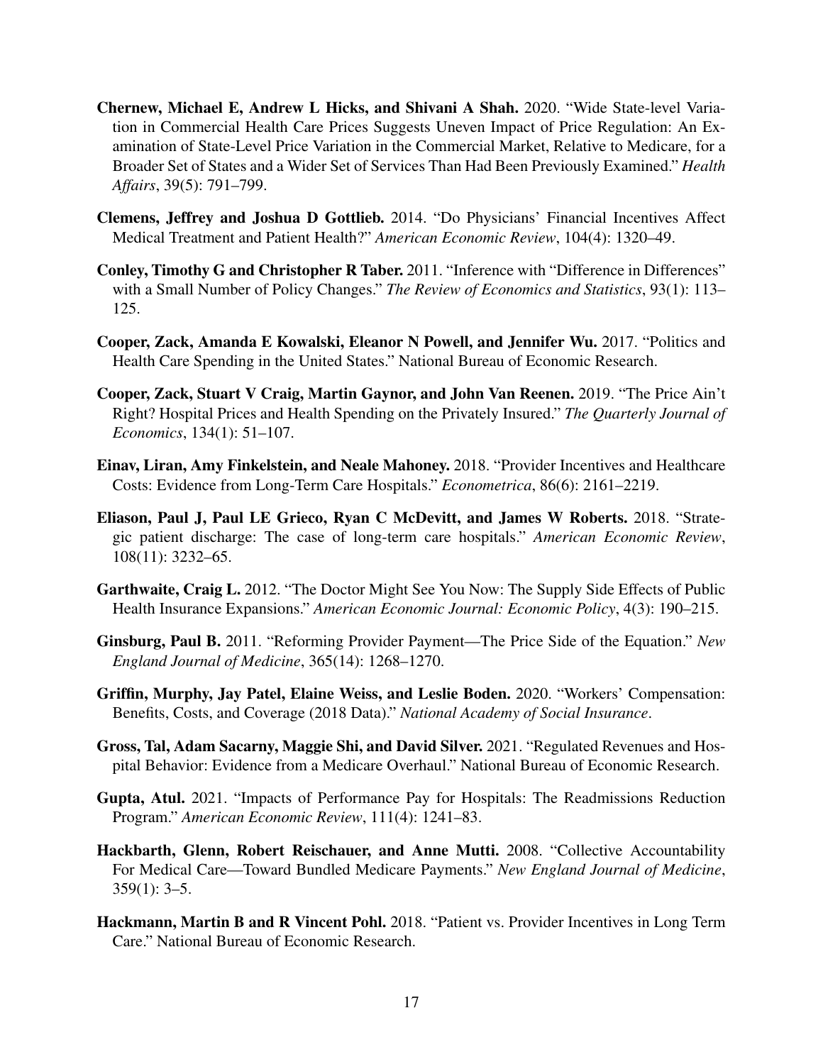**Chernew, Michael E, Andrew L Hicks, and Shivani A Shah.** 2020. "Wide State-level Variation in Commercial Health Care Prices Suggests Uneven Impact of Price Regulation: An Examination of State-Level Price Variation in the Commercial Market, Relative to Medicare, for a Broader Set of States and a Wider Set of Services Than Had Been Previously Examined." *Health Affairs*, 39(5): 791–799.

**Clemens, Jeffrey and Joshua D Gottlieb.** 2014. "Do Physicians' Financial Incentives Affect Medical Treatment and Patient Health?" *American Economic Review*, 104(4): 1320–49.

**Conley, Timothy G and Christopher R Taber.** 2011. "Inference with "Difference in Differences" with a Small Number of Policy Changes." *The Review of Economics and Statistics*, 93(1): 113–125.

**Cooper, Zack, Amanda E Kowalski, Eleanor N Powell, and Jennifer Wu.** 2017. "Politics and Health Care Spending in the United States." National Bureau of Economic Research.

**Cooper, Zack, Stuart V Craig, Martin Gaynor, and John Van Reenen.** 2019. "The Price Ain't Right? Hospital Prices and Health Spending on the Privately Insured." *The Quarterly Journal of Economics*, 134(1): 51–107.

**Einav, Liran, Amy Finkelstein, and Neale Mahoney.** 2018. "Provider Incentives and Healthcare Costs: Evidence from Long-Term Care Hospitals." *Econometrica*, 86(6): 2161–2219.

**Eliason, Paul J, Paul LE Grieco, Ryan C McDevitt, and James W Roberts.** 2018. "Strategic patient discharge: The case of long-term care hospitals." *American Economic Review*, 108(11): 3232–65.

**Garthwaite, Craig L.** 2012. "The Doctor Might See You Now: The Supply Side Effects of Public Health Insurance Expansions." *American Economic Journal: Economic Policy*, 4(3): 190–215.

**Ginsburg, Paul B.** 2011. "Reforming Provider Payment—The Price Side of the Equation." *New England Journal of Medicine*, 365(14): 1268–1270.

**Griffin, Murphy, Jay Patel, Elaine Weiss, and Leslie Boden.** 2020. "Workers' Compensation: Benefits, Costs, and Coverage (2018 Data)." *National Academy of Social Insurance*.

**Gross, Tal, Adam Sacarny, Maggie Shi, and David Silver.** 2021. "Regulated Revenues and Hospital Behavior: Evidence from a Medicare Overhaul." National Bureau of Economic Research.

**Gupta, Atul.** 2021. "Impacts of Performance Pay for Hospitals: The Readmissions Reduction Program." *American Economic Review*, 111(4): 1241–83.

**Hackbarth, Glenn, Robert Reischauer, and Anne Mutti.** 2008. "Collective Accountability For Medical Care—Toward Bundled Medicare Payments." *New England Journal of Medicine*, 359(1): 3–5.

**Hackmann, Martin B and R Vincent Pohl.** 2018. "Patient vs. Provider Incentives in Long Term Care." National Bureau of Economic Research.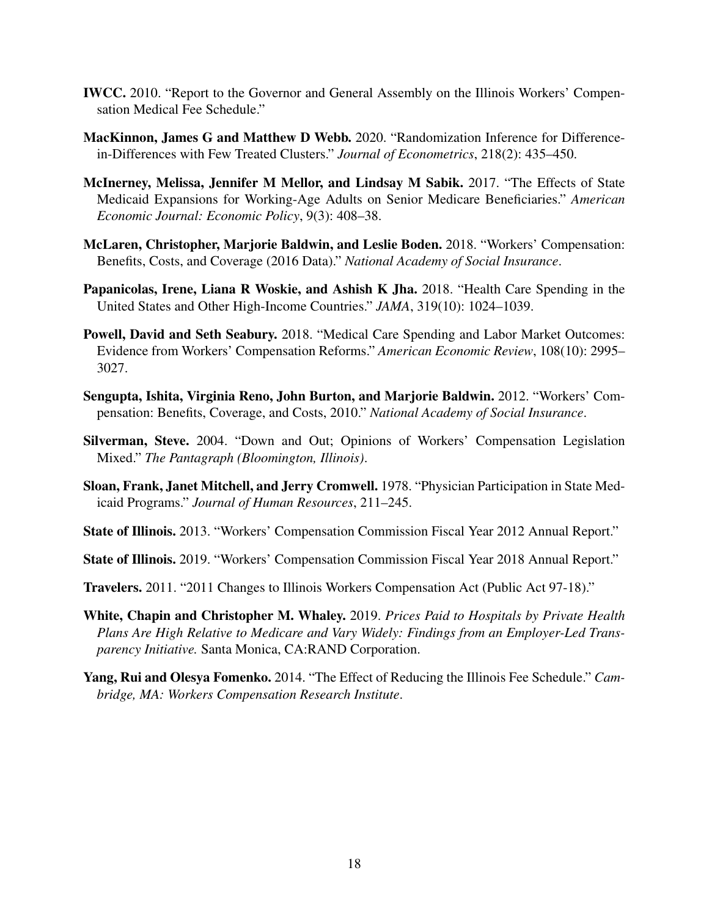**IWCC.** 2010. "Report to the Governor and General Assembly on the Illinois Workers' Compensation Medical Fee Schedule."

**MacKinnon, James G and Matthew D Webb.** 2020. "Randomization Inference for Difference-in-Differences with Few Treated Clusters." *Journal of Econometrics*, 218(2): 435–450.

**McInerney, Melissa, Jennifer M Mellor, and Lindsay M Sabik.** 2017. "The Effects of State Medicaid Expansions for Working-Age Adults on Senior Medicare Beneficiaries." *American Economic Journal: Economic Policy*, 9(3): 408–38.

**McLaren, Christopher, Marjorie Baldwin, and Leslie Boden.** 2018. "Workers' Compensation: Benefits, Costs, and Coverage (2016 Data)." *National Academy of Social Insurance*.

**Papanicolas, Irene, Liana R Woskie, and Ashish K Jha.** 2018. "Health Care Spending in the United States and Other High-Income Countries." *JAMA*, 319(10): 1024–1039.

**Powell, David and Seth Seabury.** 2018. "Medical Care Spending and Labor Market Outcomes: Evidence from Workers' Compensation Reforms." *American Economic Review*, 108(10): 2995–3027.

**Sengupta, Ishita, Virginia Reno, John Burton, and Marjorie Baldwin.** 2012. "Workers' Compensation: Benefits, Coverage, and Costs, 2010." *National Academy of Social Insurance*.

**Silverman, Steve.** 2004. "Down and Out; Opinions of Workers' Compensation Legislation Mixed." *The Pantagraph (Bloomington, Illinois)*.

**Sloan, Frank, Janet Mitchell, and Jerry Cromwell.** 1978. "Physician Participation in State Medicaid Programs." *Journal of Human Resources*, 211–245.

**State of Illinois.** 2013. "Workers' Compensation Commission Fiscal Year 2012 Annual Report."

**State of Illinois.** 2019. "Workers' Compensation Commission Fiscal Year 2018 Annual Report."

**Travelers.** 2011. "2011 Changes to Illinois Workers Compensation Act (Public Act 97-18)."

**White, Chapin and Christopher M. Whaley.** 2019. *Prices Paid to Hospitals by Private Health Plans Are High Relative to Medicare and Vary Widely: Findings from an Employer-Led Transparency Initiative.* Santa Monica, CA:RAND Corporation.

**Yang, Rui and Olesya Fomenko.** 2014. "The Effect of Reducing the Illinois Fee Schedule." *Cambridge, MA: Workers Compensation Research Institute*.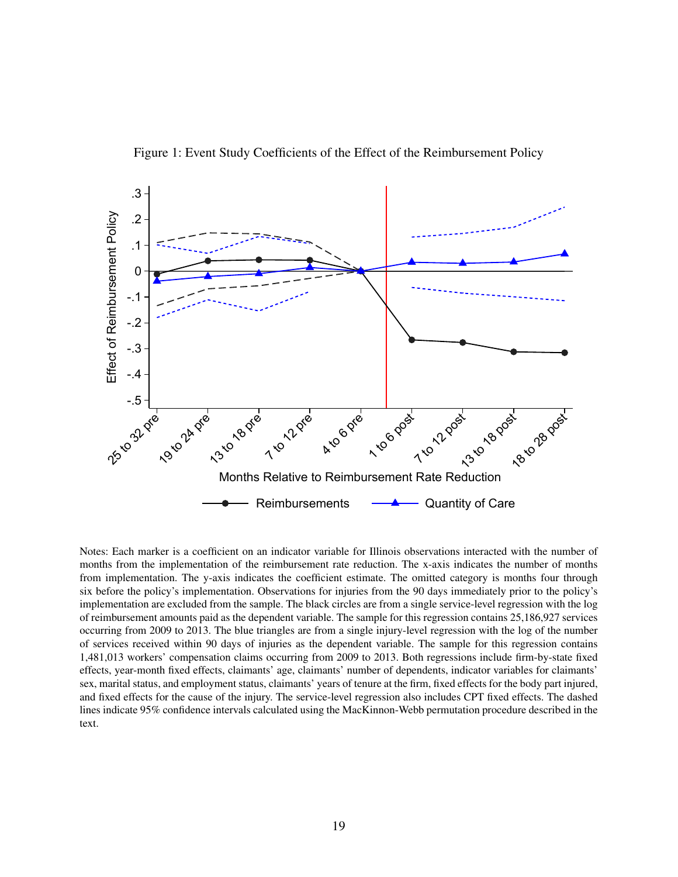Figure 1: Event Study Coefficients of the Effect of the Reimbursement Policy

Notes: Each marker is a coefficient on an indicator variable for Illinois observations interacted with the number of months from the implementation of the reimbursement rate reduction. The x-axis indicates the number of months from implementation. The y-axis indicates the coefficient estimate. The omitted category is months four through six before the policy's implementation. Observations for injuries from the 90 days immediately prior to the policy's implementation are excluded from the sample. The black circles are from a single service-level regression with the log of reimbursement amounts paid as the dependent variable. The sample for this regression contains 25,186,927 services occurring from 2009 to 2013. The blue triangles are from a single injury-level regression with the log of the number of services received within 90 days of injuries as the dependent variable. The sample for this regression contains 1,481,013 workers' compensation claims occurring from 2009 to 2013. Both regressions include firm-by-state fixed effects, year-month fixed effects, claimants' age, claimants' number of dependents, indicator variables for claimants' sex, marital status, and employment status, claimants' years of tenure at the firm, fixed effects for the body part injured, and fixed effects for the cause of the injury. The service-level regression also includes CPT fixed effects. The dashed lines indicate 95% confidence intervals calculated using the MacKinnon-Webb permutation procedure described in the text.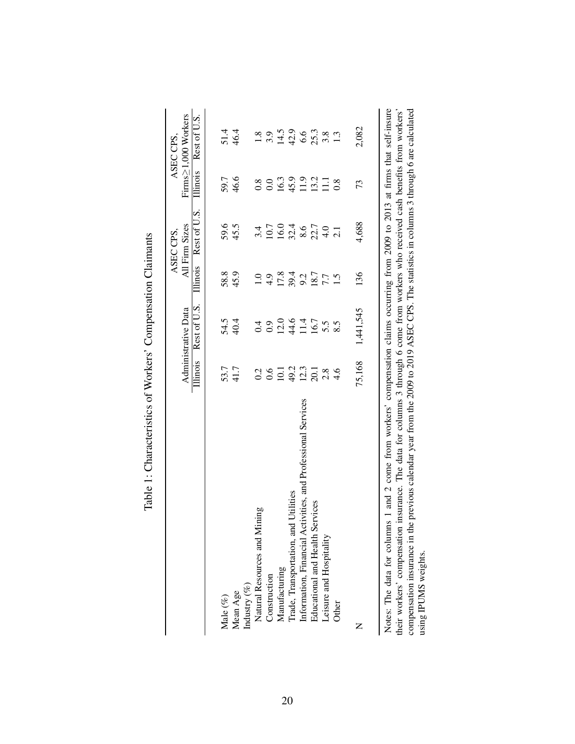Table 1: Characteristics of Workers' Compensation Claimants

| | Administrative Data | | ASEC CPS, All Firm Sizes | | ASEC CPS, Firms≥1,000 Workers | |
|---|---|---|---|---|---|---|
| | Illinois | Rest of U.S. | Illinois | Rest of U.S. | Illinois | Rest of U.S. |
| Male (%) | 53.7 | 54.5 | 58.8 | 59.6 | 59.7 | 51.4 |
| Mean Age | 41.7 | 40.4 | 45.9 | 45.5 | 46.6 | 46.4 |
| Industry (%) | | | | | | |
| Natural Resources and Mining | 0.2 | 0.4 | 1.0 | 3.4 | 0.8 | 1.8 |
| Construction | 0.6 | 0.9 | 4.9 | 10.7 | 0.0 | 3.9 |
| Manufacturing | 10.1 | 12.0 | 17.8 | 16.0 | 16.3 | 14.5 |
| Trade, Transportation, and Utilities | 49.2 | 44.6 | 39.4 | 32.4 | 45.9 | 42.9 |
| Information, Financial Activities, and Professional Services | 12.3 | 11.4 | 9.2 | 8.6 | 11.9 | 6.6 |
| Educational and Health Services | 20.1 | 16.7 | 18.7 | 22.7 | 13.2 | 25.3 |
| Leisure and Hospitality | 2.8 | 5.5 | 7.7 | 4.0 | 11.1 | 3.8 |
| Other | 4.6 | 8.5 | 1.5 | 2.1 | 0.8 | 1.3 |
| N | 75,168 | 1,441,545 | 136 | 4,688 | 73 | 2,082 |

Notes: The data for columns 1 and 2 come from workers' compensation claims occurring from 2009 to 2013 at firms that self-insure their workers' compensation insurance. The data for columns 3 through 6 come from workers who received cash benefits from workers' compensation insurance in the previous calendar year from the 2009 to 2019 ASEC CPS. The statistics in columns 3 through 6 are calculated using IPUMS weights.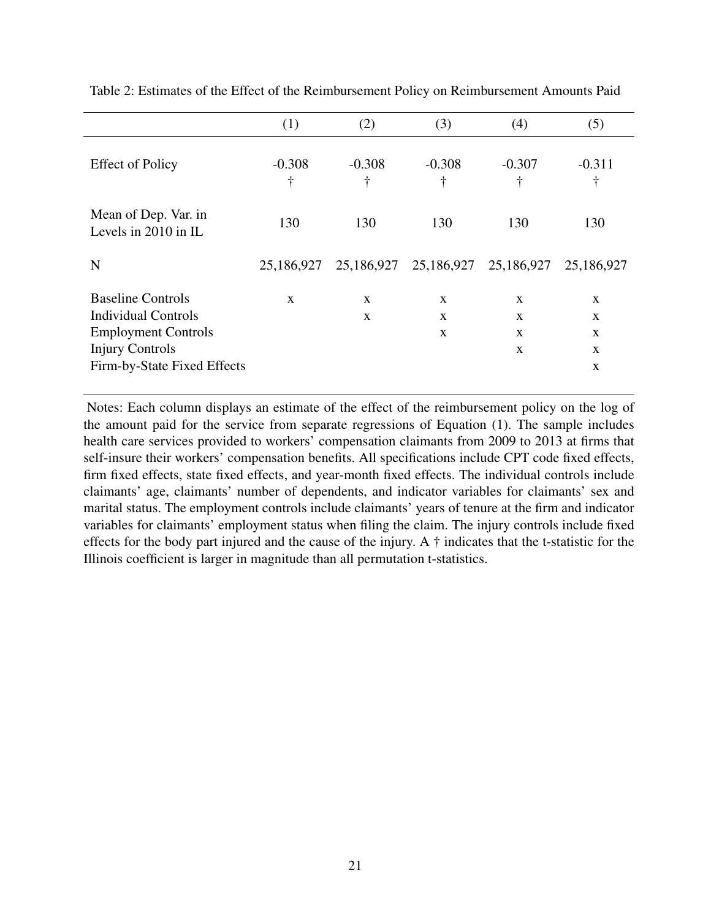Table 2: Estimates of the Effect of the Reimbursement Policy on Reimbursement Amounts Paid

| | (1) | (2) | (3) | (4) | (5) |
|---|---|---|---|---|---|
| Effect of Policy | -0.308<br>† | -0.308<br>† | -0.308<br>† | -0.307<br>† | -0.311<br>† |
| Mean of Dep. Var. in Levels in 2010 in IL | 130 | 130 | 130 | 130 | 130 |
| N | 25,186,927 | 25,186,927 | 25,186,927 | 25,186,927 | 25,186,927 |
| Baseline Controls | x | x | x | x | x |
| Individual Controls | | x | x | x | x |
| Employment Controls | | | x | x | x |
| Injury Controls | | | | x | x |
| Firm-by-State Fixed Effects | | | | | x |

Notes: Each column displays an estimate of the effect of the reimbursement policy on the log of the amount paid for the service from separate regressions of Equation (1). The sample includes health care services provided to workers' compensation claimants from 2009 to 2013 at firms that self-insure their workers' compensation benefits. All specifications include CPT code fixed effects, firm fixed effects, state fixed effects, and year-month fixed effects. The individual controls include claimants' age, claimants' number of dependents, and indicator variables for claimants' sex and marital status. The employment controls include claimants' years of tenure at the firm and indicator variables for claimants' employment status when filing the claim. The injury controls include fixed effects for the body part injured and the cause of the injury. A † indicates that the t-statistic for the Illinois coefficient is larger in magnitude than all permutation t-statistics.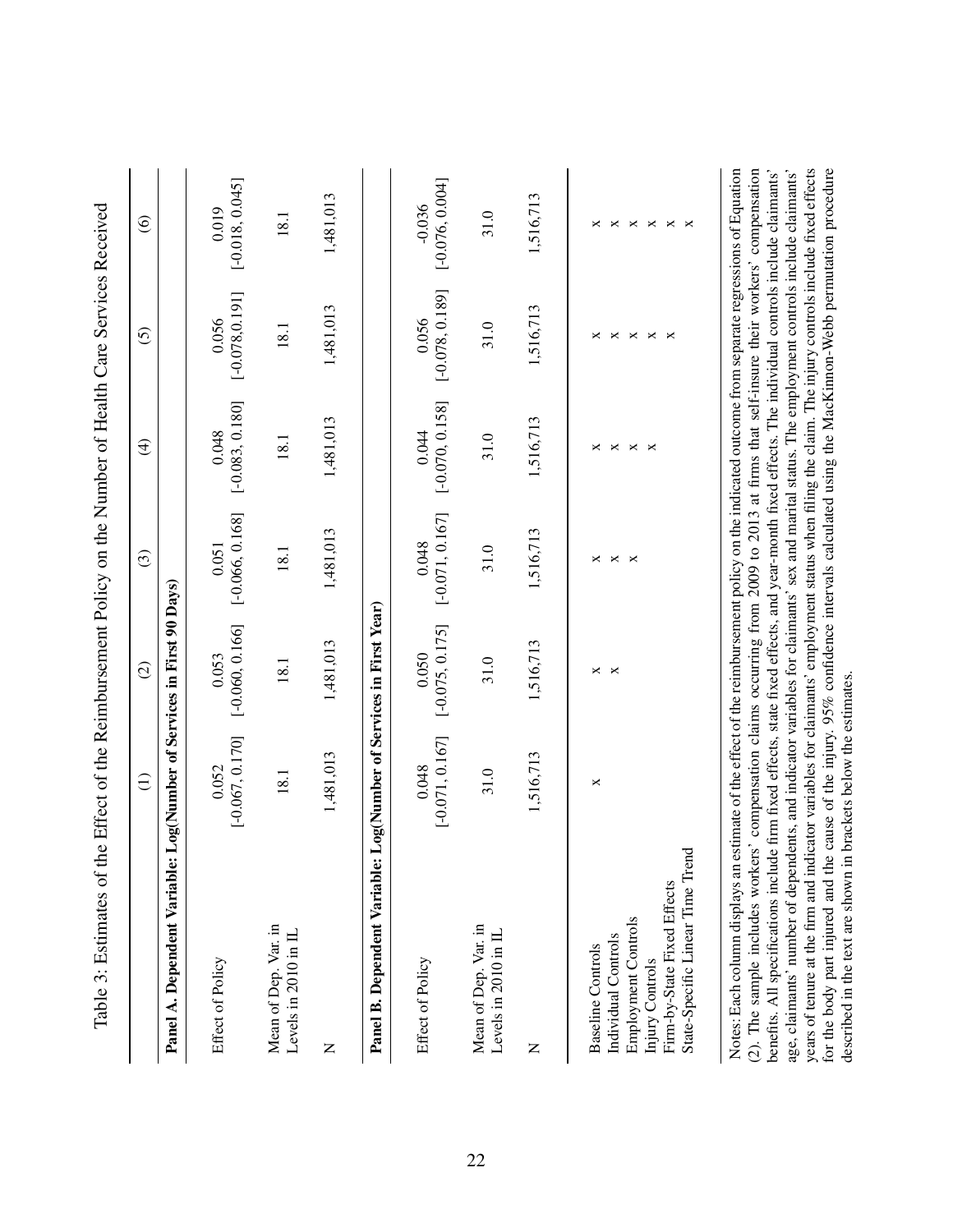Table 3: Estimates of the Effect of the Reimbursement Policy on the Number of Health Care Services Received

| | (1) | (2) | (3) | (4) | (5) | (6) |
|---|---|---|---|---|---|---|
| **Panel A. Dependent Variable: Log(Number of Services in First 90 Days)** | | | | | | |
| Effect of Policy | 0.052 | 0.053 | 0.051 | 0.048 | 0.056 | 0.019 |
| | [-0.067, 0.170] | [-0.060, 0.166] | [-0.066, 0.168] | [-0.083, 0.180] | [-0.078,0.191] | [-0.018, 0.045] |
| Mean of Dep. Var. in Levels in 2010 in IL | 18.1 | 18.1 | 18.1 | 18.1 | 18.1 | 18.1 |
| N | 1,481,013 | 1,481,013 | 1,481,013 | 1,481,013 | 1,481,013 | 1,481,013 |
| **Panel B. Dependent Variable: Log(Number of Services in First Year)** | | | | | | |
| Effect of Policy | 0.048 | 0.050 | 0.048 | 0.044 | 0.056 | -0.036 |
| | [-0.071, 0.167] | [-0.075, 0.175] | [-0.071, 0.167] | [-0.070, 0.158] | [-0.078, 0.189] | [-0.076, 0.004] |
| Mean of Dep. Var. in Levels in 2010 in IL | 31.0 | 31.0 | 31.0 | 31.0 | 31.0 | 31.0 |
| N | 1,516,713 | 1,516,713 | 1,516,713 | 1,516,713 | 1,516,713 | 1,516,713 |
| Baseline Controls | x | x | x | x | x | x |
| Individual Controls | | x | x | x | x | x |
| Employment Controls | | | x | x | x | x |
| Injury Controls | | | | x | x | x |
| Firm-by-State Fixed Effects | | | | | x | x |
| State-Specific Linear Time Trend | | | | | | x |

Notes: Each column displays an estimate of the effect of the reimbursement policy on the indicated outcome from separate regressions of Equation (2). The sample includes workers' compensation claims occurring from 2009 to 2013 at firms that self-insure their workers' compensation benefits. All specifications include firm fixed effects, state fixed effects, and year-month fixed effects. The individual controls include claimants' age, claimants' number of dependents, and indicator variables for claimants' sex and marital status. The employment controls include claimants' years of tenure at the firm and indicator variables for claimants' employment status when filing the claim. The injury controls include fixed effects for the body part injured and the cause of the injury. 95% confidence intervals calculated using the MacKinnon-Webb permutation procedure described in the text are shown in brackets below the estimates.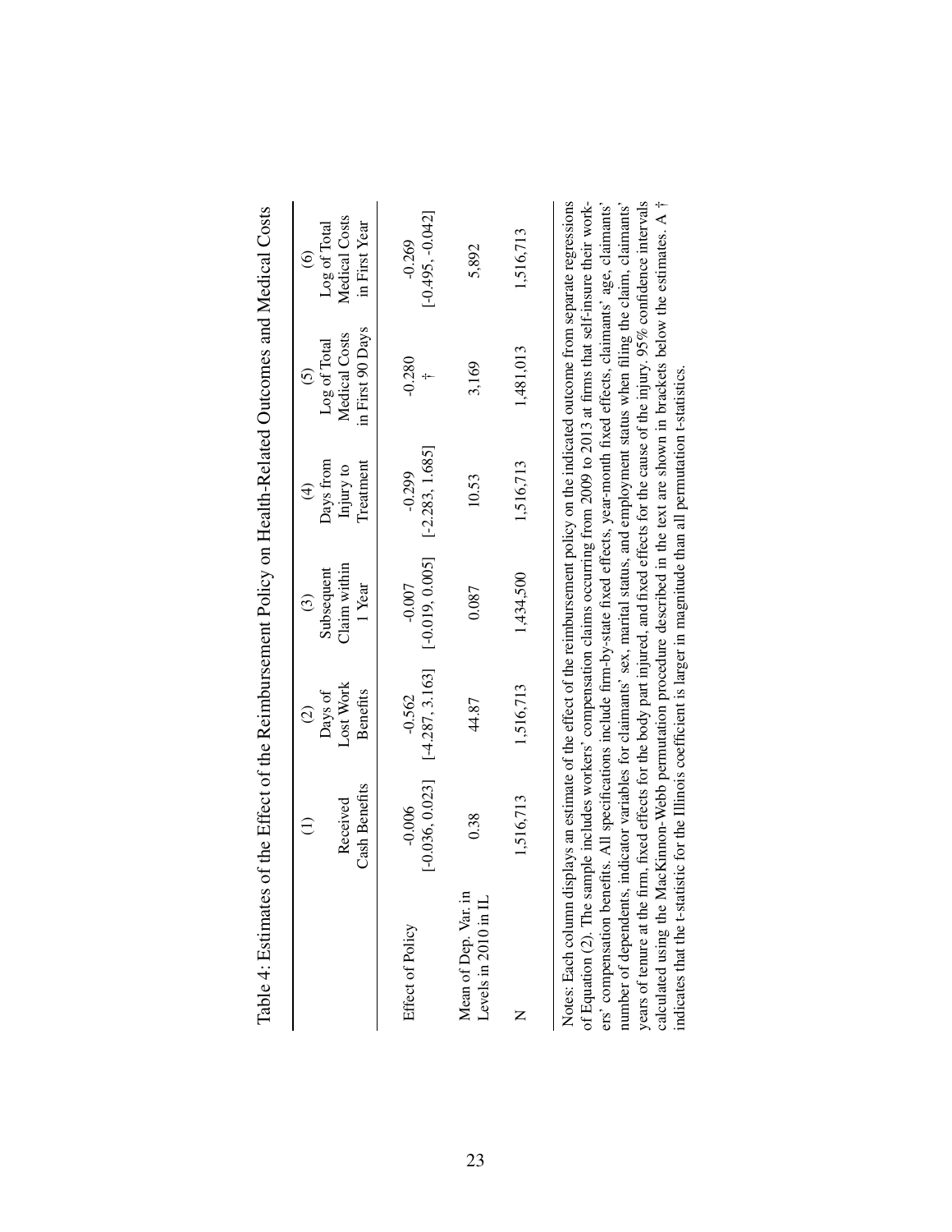Table 4: Estimates of the Effect of the Reimbursement Policy on Health-Related Outcomes and Medical Costs

| | (1) Received Cash Benefits | (2) Days of Lost Work Benefits | (3) Subsequent Claim within 1 Year | (4) Days from Injury to Treatment | (5) Log of Total Medical Costs in First 90 Days | (6) Log of Total Medical Costs in First Year |
|---|---|---|---|---|---|---|
| Effect of Policy | -0.006 | -0.562 | -0.007 | -0.299 | -0.280 | -0.269 |
| | [-0.036, 0.023] | [-4.287, 3.163] | [-0.019, 0.005] | [-2.283, 1.685] | † | [-0.495, -0.042] |
| Mean of Dep. Var. in Levels in 2010 in IL | 0.38 | 44.87 | 0.087 | 10.53 | 3,169 | 5,892 |
| N | 1,516,713 | 1,516,713 | 1,434,500 | 1,516,713 | 1,481,013 | 1,516,713 |

Notes: Each column displays an estimate of the effect of the reimbursement policy on the indicated outcome from separate regressions of Equation (2). The sample includes workers' compensation claims occurring from 2009 to 2013 at firms that self-insure their workers' compensation benefits. All specifications include firm-by-state fixed effects, year-month fixed effects, claimants' age, claimants' number of dependents, indicator variables for claimants' sex, marital status, and employment status when filing the claim, claimants' years of tenure at the firm, fixed effects for the body part injured, and fixed effects for the cause of the injury. 95% confidence intervals calculated using the MacKinnon-Webb permutation procedure described in the text are shown in brackets below the estimates. A † indicates that the t-statistic for the Illinois coefficient is larger in magnitude than all permutation t-statistics.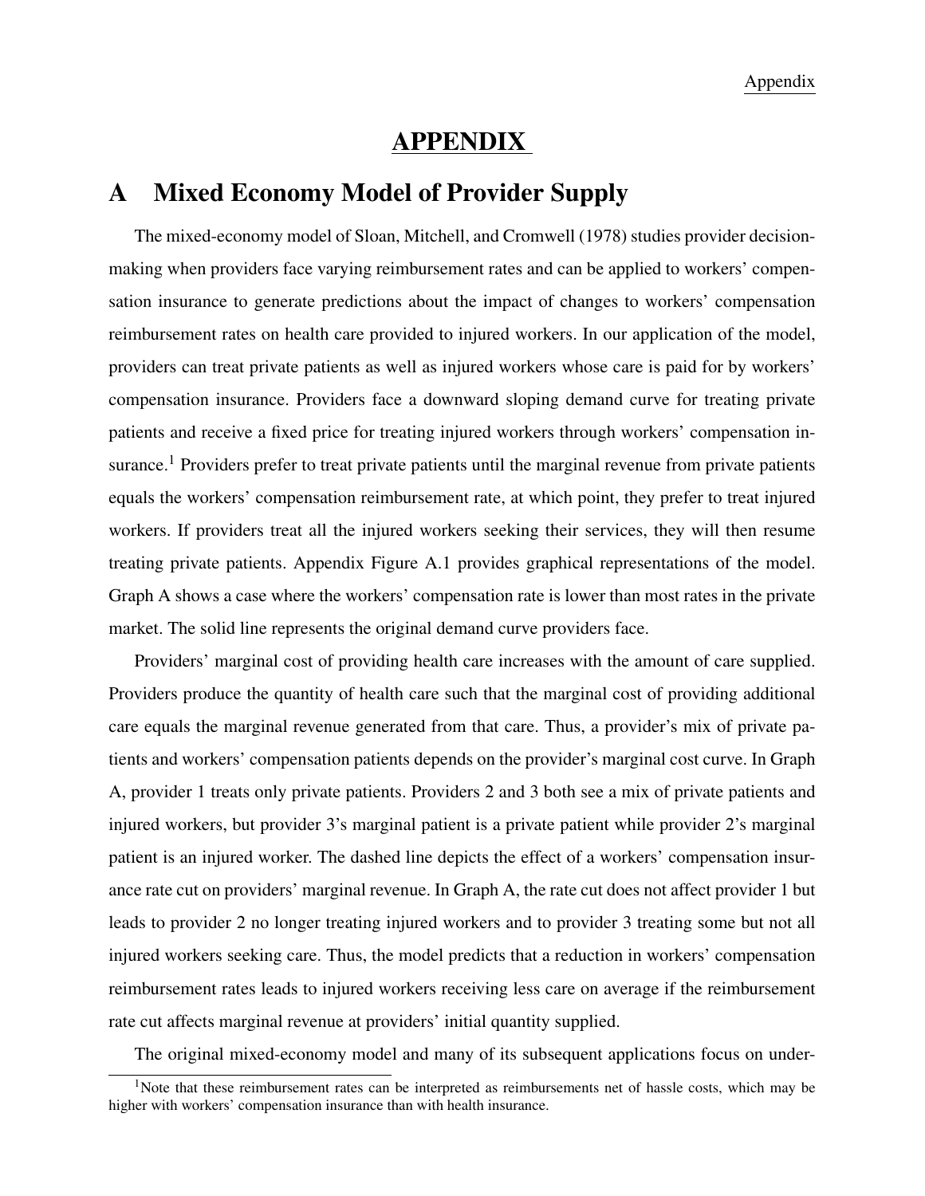# APPENDIX

## A Mixed Economy Model of Provider Supply

The mixed-economy model of Sloan, Mitchell, and Cromwell (1978) studies provider decision-making when providers face varying reimbursement rates and can be applied to workers' compensation insurance to generate predictions about the impact of changes to workers' compensation reimbursement rates on health care provided to injured workers. In our application of the model, providers can treat private patients as well as injured workers whose care is paid for by workers' compensation insurance. Providers face a downward sloping demand curve for treating private patients and receive a fixed price for treating injured workers through workers' compensation insurance.[1] Providers prefer to treat private patients until the marginal revenue from private patients equals the workers' compensation reimbursement rate, at which point, they prefer to treat injured workers. If providers treat all the injured workers seeking their services, they will then resume treating private patients. Appendix Figure A.1 provides graphical representations of the model. Graph A shows a case where the workers' compensation rate is lower than most rates in the private market. The solid line represents the original demand curve providers face.

Providers' marginal cost of providing health care increases with the amount of care supplied. Providers produce the quantity of health care such that the marginal cost of providing additional care equals the marginal revenue generated from that care. Thus, a provider's mix of private patients and workers' compensation patients depends on the provider's marginal cost curve. In Graph A, provider 1 treats only private patients. Providers 2 and 3 both see a mix of private patients and injured workers, but provider 3's marginal patient is a private patient while provider 2's marginal patient is an injured worker. The dashed line depicts the effect of a workers' compensation insurance rate cut on providers' marginal revenue. In Graph A, the rate cut does not affect provider 1 but leads to provider 2 no longer treating injured workers and to provider 3 treating some but not all injured workers seeking care. Thus, the model predicts that a reduction in workers' compensation reimbursement rates leads to injured workers receiving less care on average if the reimbursement rate cut affects marginal revenue at providers' initial quantity supplied.

The original mixed-economy model and many of its subsequent applications focus on under-

[1] Note that these reimbursement rates can be interpreted as reimbursements net of hassle costs, which may be higher with workers' compensation insurance than with health insurance.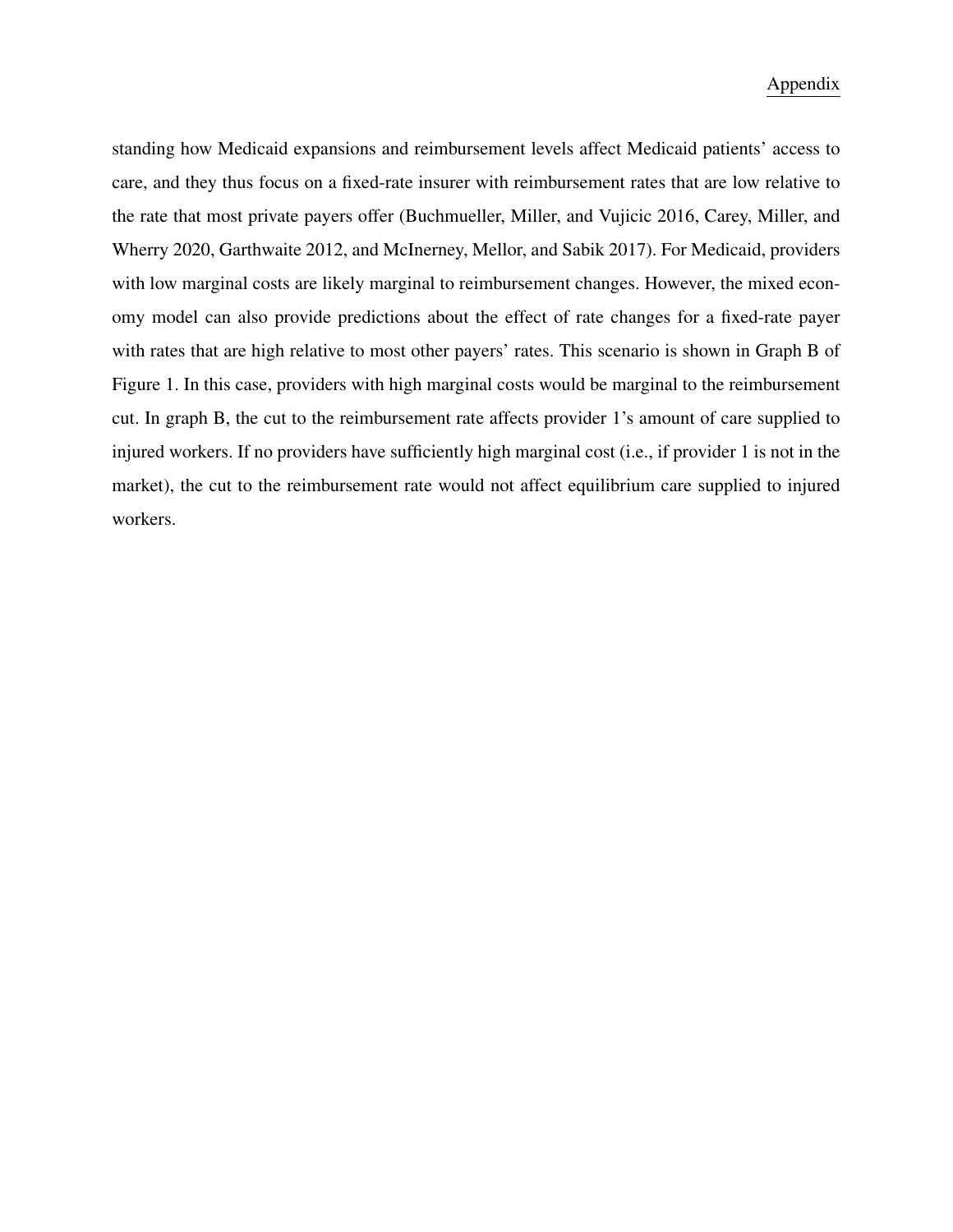standing how Medicaid expansions and reimbursement levels affect Medicaid patients' access to care, and they thus focus on a fixed-rate insurer with reimbursement rates that are low relative to the rate that most private payers offer (Buchmueller, Miller, and Vujicic 2016, Carey, Miller, and Wherry 2020, Garthwaite 2012, and McInerney, Mellor, and Sabik 2017). For Medicaid, providers with low marginal costs are likely marginal to reimbursement changes. However, the mixed economy model can also provide predictions about the effect of rate changes for a fixed-rate payer with rates that are high relative to most other payers' rates. This scenario is shown in Graph B of Figure 1. In this case, providers with high marginal costs would be marginal to the reimbursement cut. In graph B, the cut to the reimbursement rate affects provider 1's amount of care supplied to injured workers. If no providers have sufficiently high marginal cost (i.e., if provider 1 is not in the market), the cut to the reimbursement rate would not affect equilibrium care supplied to injured workers.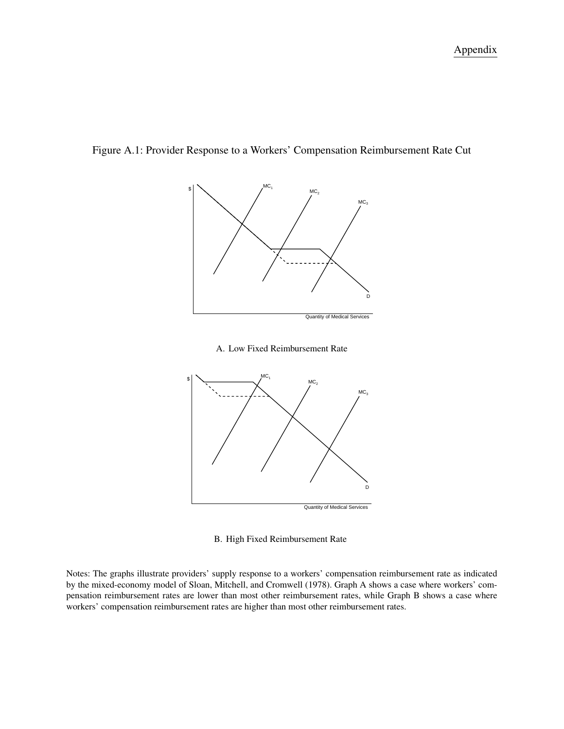Figure A.1: Provider Response to a Workers' Compensation Reimbursement Rate Cut

A. Low Fixed Reimbursement Rate

B. High Fixed Reimbursement Rate

Notes: The graphs illustrate providers' supply response to a workers' compensation reimbursement rate as indicated by the mixed-economy model of Sloan, Mitchell, and Cromwell (1978). Graph A shows a case where workers' compensation reimbursement rates are lower than most other reimbursement rates, while Graph B shows a case where workers' compensation reimbursement rates are higher than most other reimbursement rates.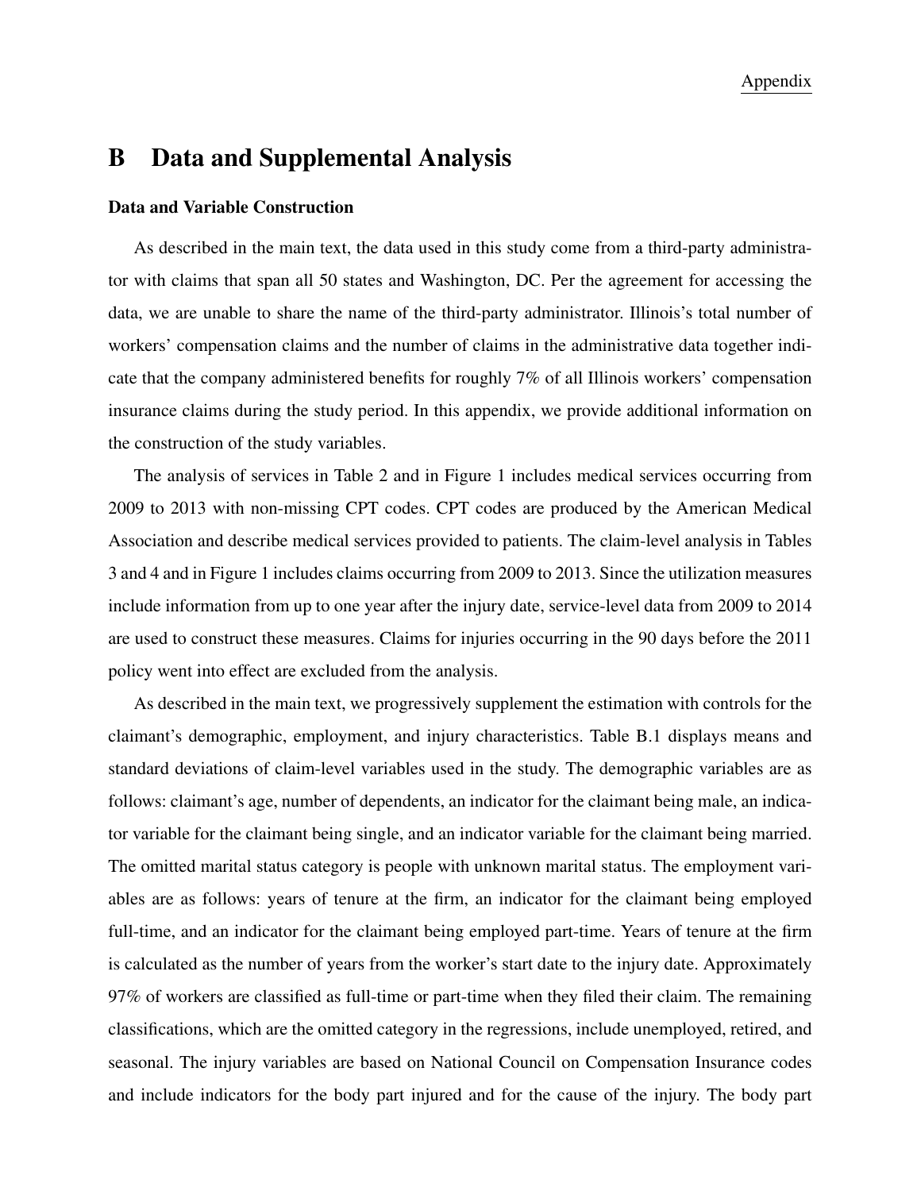# B Data and Supplemental Analysis

### Data and Variable Construction

As described in the main text, the data used in this study come from a third-party administrator with claims that span all 50 states and Washington, DC. Per the agreement for accessing the data, we are unable to share the name of the third-party administrator. Illinois's total number of workers' compensation claims and the number of claims in the administrative data together indicate that the company administered benefits for roughly 7% of all Illinois workers' compensation insurance claims during the study period. In this appendix, we provide additional information on the construction of the study variables.

The analysis of services in Table 2 and in Figure 1 includes medical services occurring from 2009 to 2013 with non-missing CPT codes. CPT codes are produced by the American Medical Association and describe medical services provided to patients. The claim-level analysis in Tables 3 and 4 and in Figure 1 includes claims occurring from 2009 to 2013. Since the utilization measures include information from up to one year after the injury date, service-level data from 2009 to 2014 are used to construct these measures. Claims for injuries occurring in the 90 days before the 2011 policy went into effect are excluded from the analysis.

As described in the main text, we progressively supplement the estimation with controls for the claimant's demographic, employment, and injury characteristics. Table B.1 displays means and standard deviations of claim-level variables used in the study. The demographic variables are as follows: claimant's age, number of dependents, an indicator for the claimant being male, an indicator variable for the claimant being single, and an indicator variable for the claimant being married. The omitted marital status category is people with unknown marital status. The employment variables are as follows: years of tenure at the firm, an indicator for the claimant being employed full-time, and an indicator for the claimant being employed part-time. Years of tenure at the firm is calculated as the number of years from the worker's start date to the injury date. Approximately 97% of workers are classified as full-time or part-time when they filed their claim. The remaining classifications, which are the omitted category in the regressions, include unemployed, retired, and seasonal. The injury variables are based on National Council on Compensation Insurance codes and include indicators for the body part injured and for the cause of the injury. The body part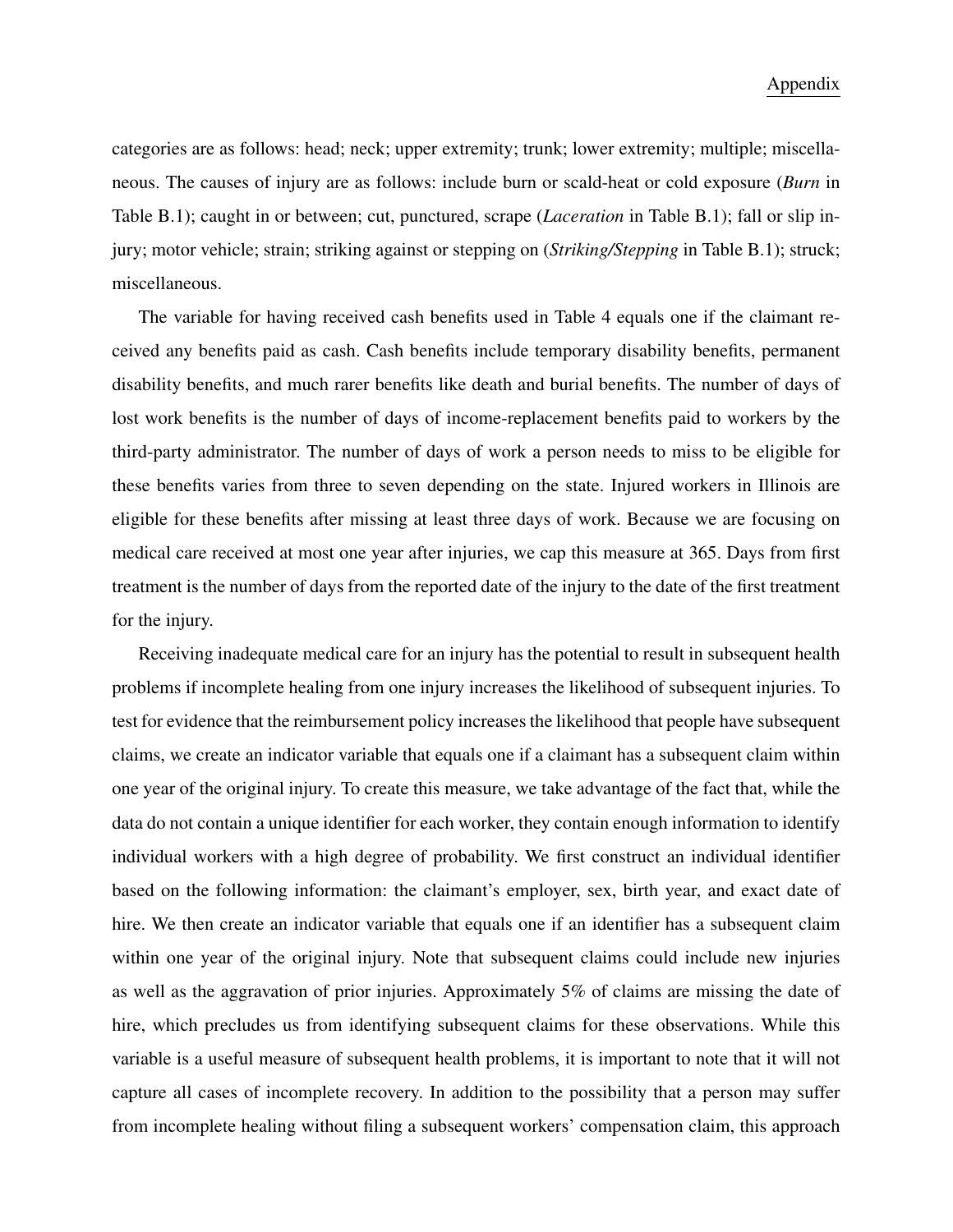categories are as follows: head; neck; upper extremity; trunk; lower extremity; multiple; miscellaneous. The causes of injury are as follows: include burn or scald-heat or cold exposure (*Burn* in Table B.1); caught in or between; cut, punctured, scrape (*Laceration* in Table B.1); fall or slip injury; motor vehicle; strain; striking against or stepping on (*Striking/Stepping* in Table B.1); struck; miscellaneous.

The variable for having received cash benefits used in Table 4 equals one if the claimant received any benefits paid as cash. Cash benefits include temporary disability benefits, permanent disability benefits, and much rarer benefits like death and burial benefits. The number of days of lost work benefits is the number of days of income-replacement benefits paid to workers by the third-party administrator. The number of days of work a person needs to miss to be eligible for these benefits varies from three to seven depending on the state. Injured workers in Illinois are eligible for these benefits after missing at least three days of work. Because we are focusing on medical care received at most one year after injuries, we cap this measure at 365. Days from first treatment is the number of days from the reported date of the injury to the date of the first treatment for the injury.

Receiving inadequate medical care for an injury has the potential to result in subsequent health problems if incomplete healing from one injury increases the likelihood of subsequent injuries. To test for evidence that the reimbursement policy increases the likelihood that people have subsequent claims, we create an indicator variable that equals one if a claimant has a subsequent claim within one year of the original injury. To create this measure, we take advantage of the fact that, while the data do not contain a unique identifier for each worker, they contain enough information to identify individual workers with a high degree of probability. We first construct an individual identifier based on the following information: the claimant's employer, sex, birth year, and exact date of hire. We then create an indicator variable that equals one if an identifier has a subsequent claim within one year of the original injury. Note that subsequent claims could include new injuries as well as the aggravation of prior injuries. Approximately 5% of claims are missing the date of hire, which precludes us from identifying subsequent claims for these observations. While this variable is a useful measure of subsequent health problems, it is important to note that it will not capture all cases of incomplete recovery. In addition to the possibility that a person may suffer from incomplete healing without filing a subsequent workers' compensation claim, this approach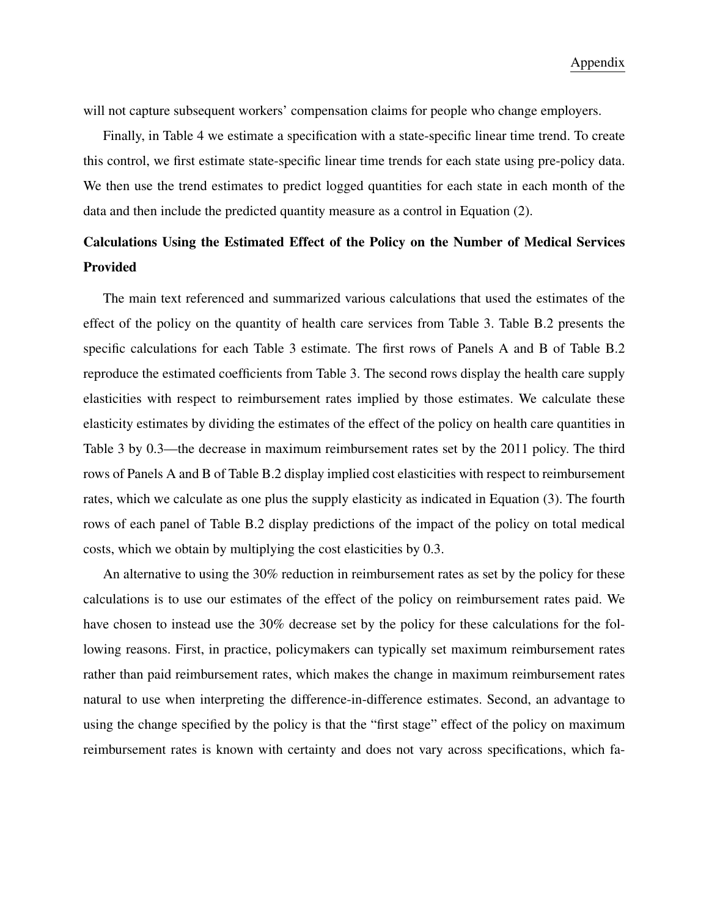will not capture subsequent workers' compensation claims for people who change employers.

Finally, in Table 4 we estimate a specification with a state-specific linear time trend. To create this control, we first estimate state-specific linear time trends for each state using pre-policy data. We then use the trend estimates to predict logged quantities for each state in each month of the data and then include the predicted quantity measure as a control in Equation (2).

### Calculations Using the Estimated Effect of the Policy on the Number of Medical Services Provided

The main text referenced and summarized various calculations that used the estimates of the effect of the policy on the quantity of health care services from Table 3. Table B.2 presents the specific calculations for each Table 3 estimate. The first rows of Panels A and B of Table B.2 reproduce the estimated coefficients from Table 3. The second rows display the health care supply elasticities with respect to reimbursement rates implied by those estimates. We calculate these elasticity estimates by dividing the estimates of the effect of the policy on health care quantities in Table 3 by 0.3—the decrease in maximum reimbursement rates set by the 2011 policy. The third rows of Panels A and B of Table B.2 display implied cost elasticities with respect to reimbursement rates, which we calculate as one plus the supply elasticity as indicated in Equation (3). The fourth rows of each panel of Table B.2 display predictions of the impact of the policy on total medical costs, which we obtain by multiplying the cost elasticities by 0.3.

An alternative to using the 30% reduction in reimbursement rates as set by the policy for these calculations is to use our estimates of the effect of the policy on reimbursement rates paid. We have chosen to instead use the 30% decrease set by the policy for these calculations for the following reasons. First, in practice, policymakers can typically set maximum reimbursement rates rather than paid reimbursement rates, which makes the change in maximum reimbursement rates natural to use when interpreting the difference-in-difference estimates. Second, an advantage to using the change specified by the policy is that the "first stage" effect of the policy on maximum reimbursement rates is known with certainty and does not vary across specifications, which fa-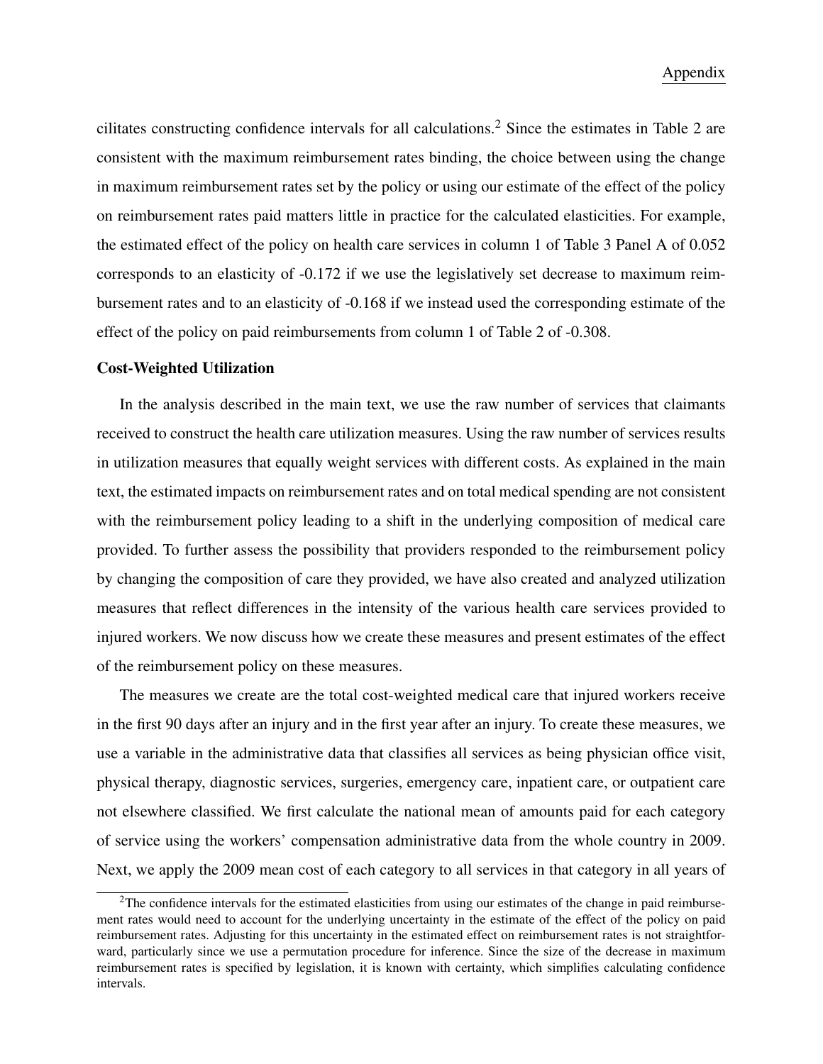cilitates constructing confidence intervals for all calculations.[2] Since the estimates in Table 2 are consistent with the maximum reimbursement rates binding, the choice between using the change in maximum reimbursement rates set by the policy or using our estimate of the effect of the policy on reimbursement rates paid matters little in practice for the calculated elasticities. For example, the estimated effect of the policy on health care services in column 1 of Table 3 Panel A of 0.052 corresponds to an elasticity of -0.172 if we use the legislatively set decrease to maximum reimbursement rates and to an elasticity of -0.168 if we instead used the corresponding estimate of the effect of the policy on paid reimbursements from column 1 of Table 2 of -0.308.

**Cost-Weighted Utilization**

In the analysis described in the main text, we use the raw number of services that claimants received to construct the health care utilization measures. Using the raw number of services results in utilization measures that equally weight services with different costs. As explained in the main text, the estimated impacts on reimbursement rates and on total medical spending are not consistent with the reimbursement policy leading to a shift in the underlying composition of medical care provided. To further assess the possibility that providers responded to the reimbursement policy by changing the composition of care they provided, we have also created and analyzed utilization measures that reflect differences in the intensity of the various health care services provided to injured workers. We now discuss how we create these measures and present estimates of the effect of the reimbursement policy on these measures.

The measures we create are the total cost-weighted medical care that injured workers receive in the first 90 days after an injury and in the first year after an injury. To create these measures, we use a variable in the administrative data that classifies all services as being physician office visit, physical therapy, diagnostic services, surgeries, emergency care, inpatient care, or outpatient care not elsewhere classified. We first calculate the national mean of amounts paid for each category of service using the workers' compensation administrative data from the whole country in 2009. Next, we apply the 2009 mean cost of each category to all services in that category in all years of

[2] The confidence intervals for the estimated elasticities from using our estimates of the change in paid reimbursement rates would need to account for the underlying uncertainty in the estimate of the effect of the policy on paid reimbursement rates. Adjusting for this uncertainty in the estimated effect on reimbursement rates is not straightforward, particularly since we use a permutation procedure for inference. Since the size of the decrease in maximum reimbursement rates is specified by legislation, it is known with certainty, which simplifies calculating confidence intervals.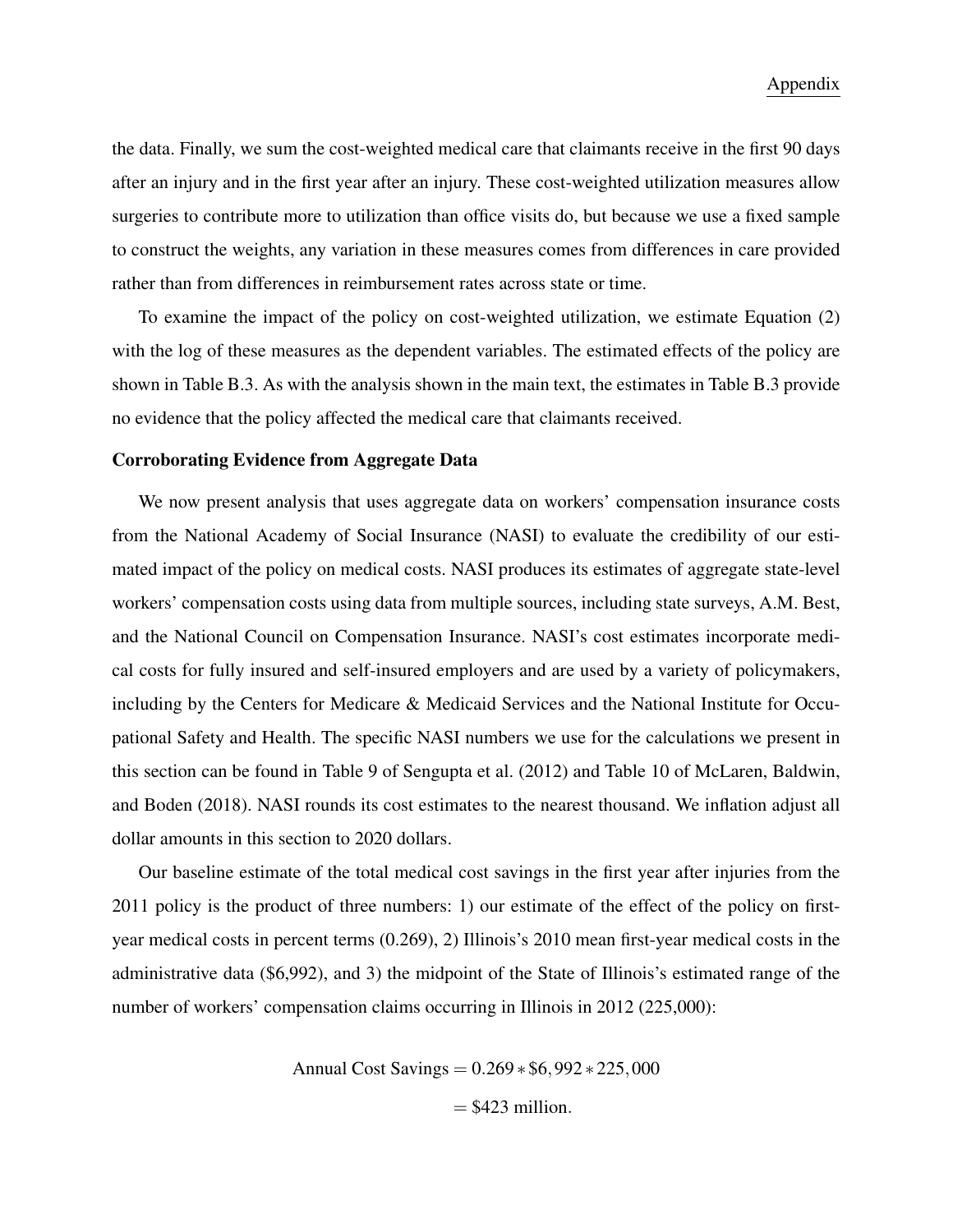the data. Finally, we sum the cost-weighted medical care that claimants receive in the first 90 days after an injury and in the first year after an injury. These cost-weighted utilization measures allow surgeries to contribute more to utilization than office visits do, but because we use a fixed sample to construct the weights, any variation in these measures comes from differences in care provided rather than from differences in reimbursement rates across state or time.

To examine the impact of the policy on cost-weighted utilization, we estimate Equation (2) with the log of these measures as the dependent variables. The estimated effects of the policy are shown in Table B.3. As with the analysis shown in the main text, the estimates in Table B.3 provide no evidence that the policy affected the medical care that claimants received.

### Corroborating Evidence from Aggregate Data

We now present analysis that uses aggregate data on workers' compensation insurance costs from the National Academy of Social Insurance (NASI) to evaluate the credibility of our estimated impact of the policy on medical costs. NASI produces its estimates of aggregate state-level workers' compensation costs using data from multiple sources, including state surveys, A.M. Best, and the National Council on Compensation Insurance. NASI's cost estimates incorporate medical costs for fully insured and self-insured employers and are used by a variety of policymakers, including by the Centers for Medicare & Medicaid Services and the National Institute for Occupational Safety and Health. The specific NASI numbers we use for the calculations we present in this section can be found in Table 9 of Sengupta et al. (2012) and Table 10 of McLaren, Baldwin, and Boden (2018). NASI rounds its cost estimates to the nearest thousand. We inflation adjust all dollar amounts in this section to 2020 dollars.

Our baseline estimate of the total medical cost savings in the first year after injuries from the 2011 policy is the product of three numbers: 1) our estimate of the effect of the policy on first-year medical costs in percent terms (0.269), 2) Illinois's 2010 mean first-year medical costs in the administrative data (\$6,992), and 3) the midpoint of the State of Illinois's estimated range of the number of workers' compensation claims occurring in Illinois in 2012 (225,000):

$$\begin{aligned}\text{Annual Cost Savings} &= 0.269 * \$6{,}992 * 225{,}000 \\ &= \$423 \text{ million.}\end{aligned}$$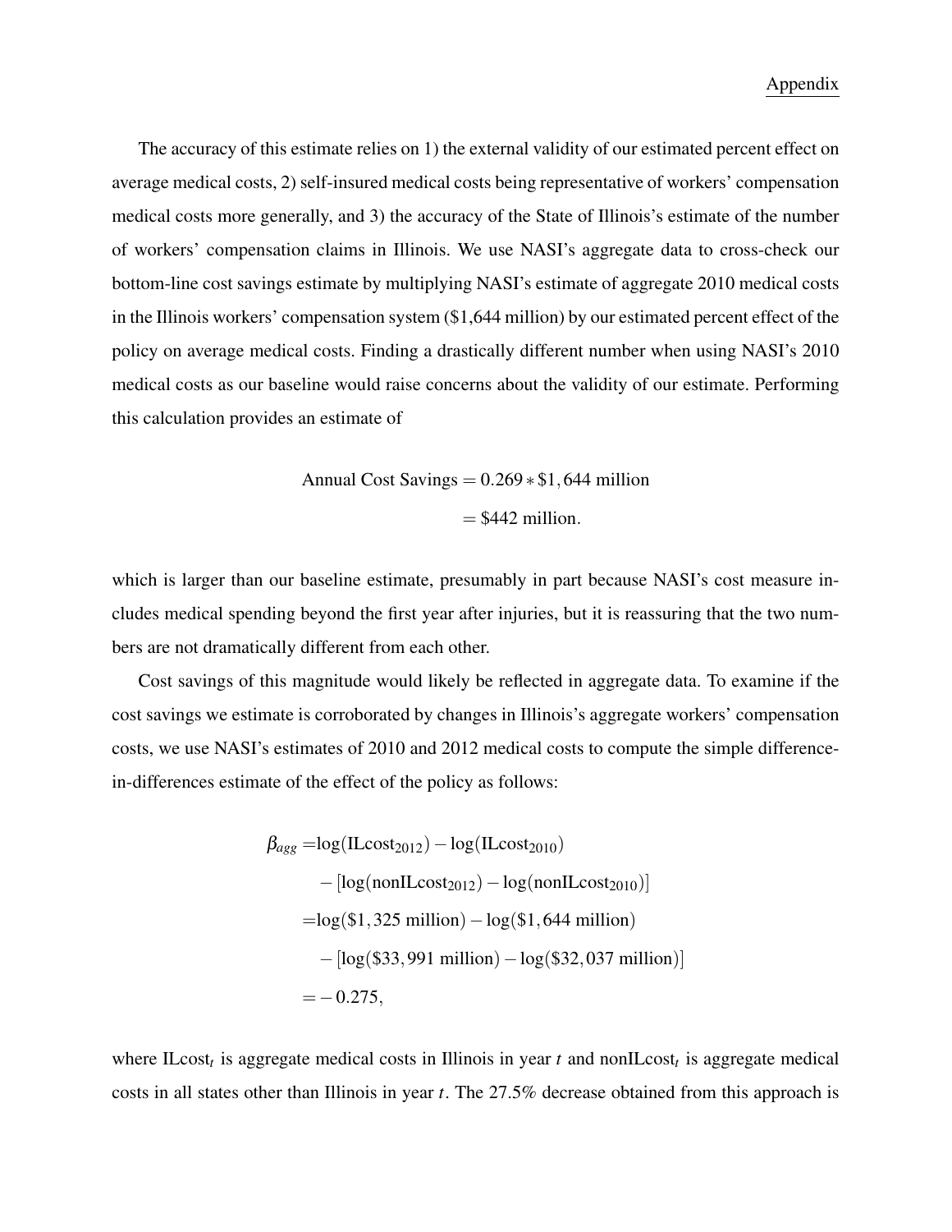The accuracy of this estimate relies on 1) the external validity of our estimated percent effect on average medical costs, 2) self-insured medical costs being representative of workers' compensation medical costs more generally, and 3) the accuracy of the State of Illinois's estimate of the number of workers' compensation claims in Illinois. We use NASI's aggregate data to cross-check our bottom-line cost savings estimate by multiplying NASI's estimate of aggregate 2010 medical costs in the Illinois workers' compensation system (\$1,644 million) by our estimated percent effect of the policy on average medical costs. Finding a drastically different number when using NASI's 2010 medical costs as our baseline would raise concerns about the validity of our estimate. Performing this calculation provides an estimate of

$$
\begin{aligned}
\text{Annual Cost Savings} &= 0.269 * \$1,644 \text{ million} \\
&= \$442 \text{ million}.
\end{aligned}
$$

which is larger than our baseline estimate, presumably in part because NASI's cost measure includes medical spending beyond the first year after injuries, but it is reassuring that the two numbers are not dramatically different from each other.

Cost savings of this magnitude would likely be reflected in aggregate data. To examine if the cost savings we estimate is corroborated by changes in Illinois's aggregate workers' compensation costs, we use NASI's estimates of 2010 and 2012 medical costs to compute the simple difference-in-differences estimate of the effect of the policy as follows:

$$
\begin{aligned}
\beta_{agg} =& \log(\text{ILcost}_{2012}) - \log(\text{ILcost}_{2010}) \\
& - [\log(\text{nonILcost}_{2012}) - \log(\text{nonILcost}_{2010})] \\
=& \log(\$1,325 \text{ million}) - \log(\$1,644 \text{ million}) \\
& - [\log(\$33,991 \text{ million}) - \log(\$32,037 \text{ million})] \\
=& -0.275,
\end{aligned}
$$

where $\text{ILcost}_t$ is aggregate medical costs in Illinois in year $t$ and $\text{nonILcost}_t$ is aggregate medical costs in all states other than Illinois in year $t$. The 27.5% decrease obtained from this approach is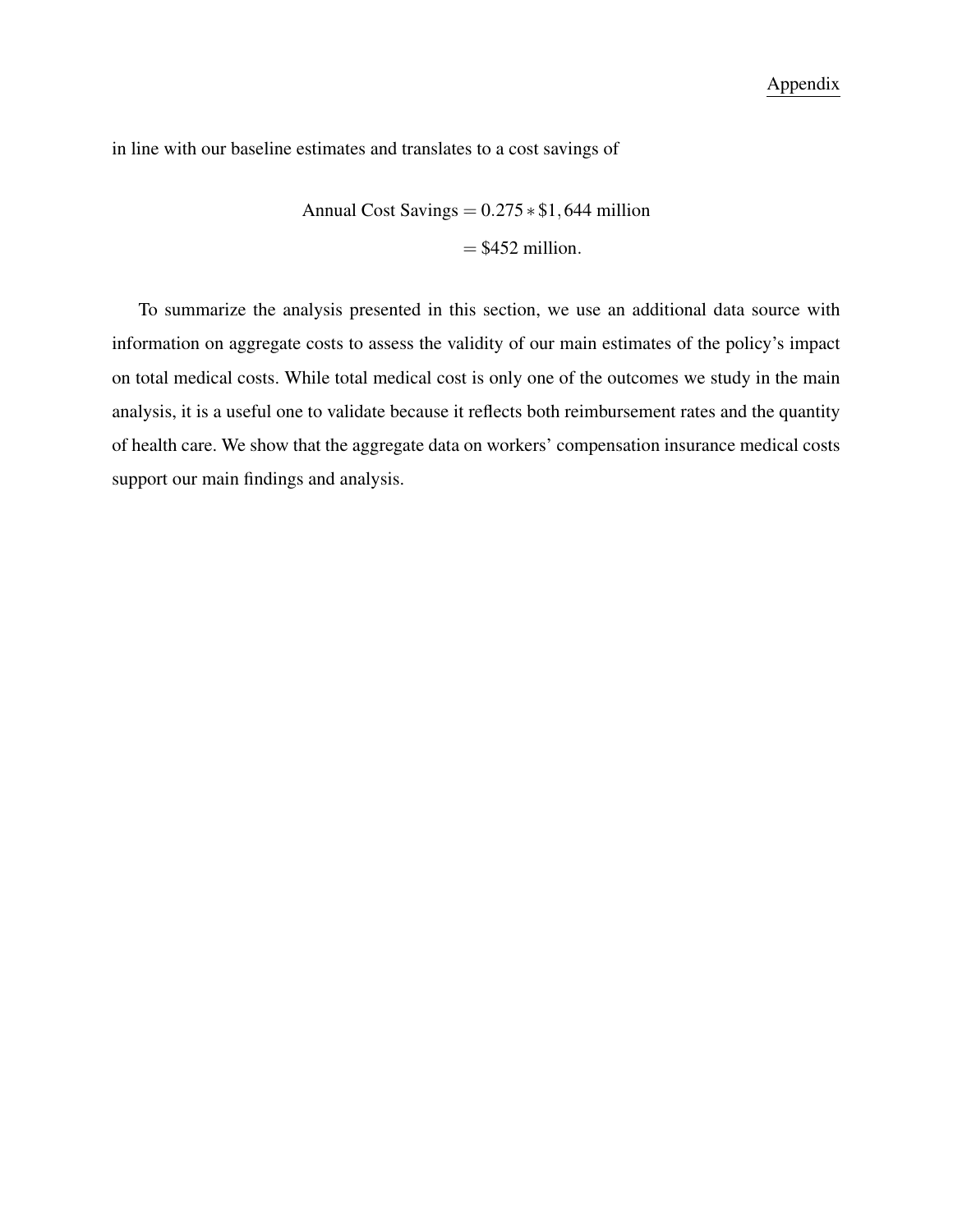in line with our baseline estimates and translates to a cost savings of

$$
\begin{aligned}
\text{Annual Cost Savings} &= 0.275 * \$1,644 \text{ million} \\
&= \$452 \text{ million.}
\end{aligned}
$$

To summarize the analysis presented in this section, we use an additional data source with information on aggregate costs to assess the validity of our main estimates of the policy's impact on total medical costs. While total medical cost is only one of the outcomes we study in the main analysis, it is a useful one to validate because it reflects both reimbursement rates and the quantity of health care. We show that the aggregate data on workers' compensation insurance medical costs support our main findings and analysis.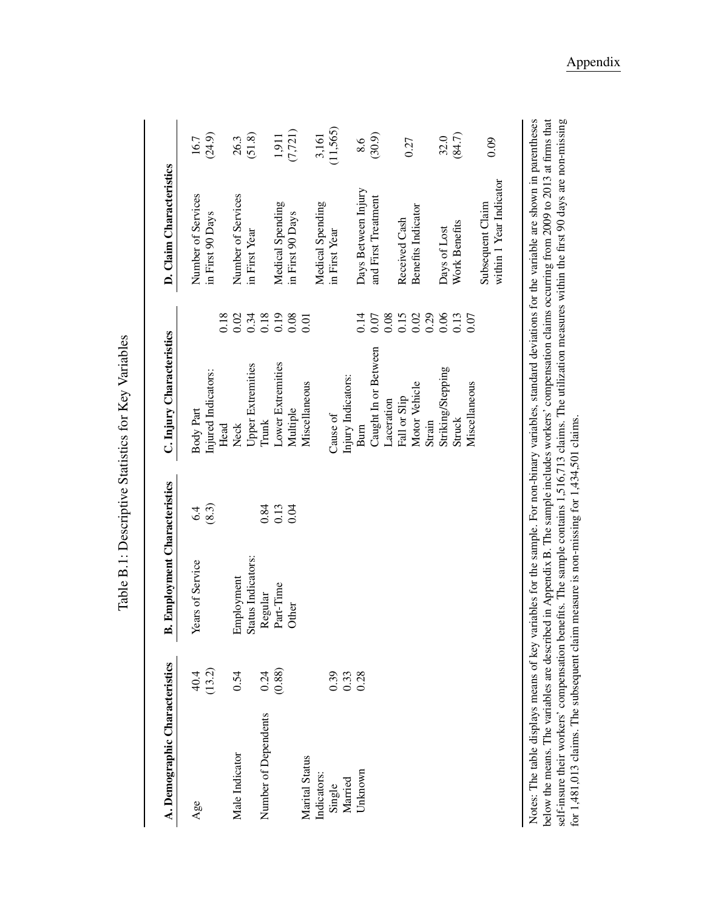Table B.1: Descriptive Statistics for Key Variables

| A. Demographic Characteristics | | B. Employment Characteristics | | C. Injury Characteristics | | D. Claim Characteristics | |
|---|---|---|---|---|---|---|---|
| Age | 40.4 | Years of Service | 6.4 | Body Part | | Number of Services | 16.7 |
| | (13.2) | | (8.3) | Injured Indicators: | | in First 90 Days | (24.9) |
| | | | | Head | 0.18 | | |
| Male Indicator | 0.54 | Employment | | Neck | 0.02 | Number of Services | 26.3 |
| | | Status Indicators: | | Upper Extremities | 0.34 | in First Year | (51.8) |
| Number of Dependents | 0.24 | Regular | 0.84 | Trunk | 0.18 | | |
| | (0.88) | Part-Time | 0.13 | Lower Extremities | 0.19 | Medical Spending | 1,911 |
| | | Other | 0.04 | Multiple | 0.08 | in First 90 Days | (7,721) |
| Marital Status | | | | Miscellaneous | 0.01 | | |
| Indicators: | | | | | | Medical Spending | 3,161 |
| Single | 0.39 | | | Cause of | | in First Year | (11,565) |
| Married | 0.33 | | | Injury Indicators: | | | |
| Unknown | 0.28 | | | Burn | 0.14 | Days Between Injury | 8.6 |
| | | | | Caught In or Between | 0.07 | and First Treatment | (30.9) |
| | | | | Laceration | 0.08 | | |
| | | | | Fall or Slip | 0.15 | Received Cash | |
| | | | | Motor Vehicle | 0.02 | Benefits Indicator | 0.27 |
| | | | | Strain | 0.29 | | |
| | | | | Striking/Stepping | 0.06 | Days of Lost | 32.0 |
| | | | | Struck | 0.13 | Work Benefits | (84.7) |
| | | | | Miscellaneous | 0.07 | | |
| | | | | | | Subsequent Claim | |
| | | | | | | within 1 Year Indicator | 0.09 |

Notes: The table displays means of key variables for the sample. For non-binary variables, standard deviations for the variable are shown in parentheses below the means. The variables are described in Appendix B. The sample includes workers' compensation claims occurring from 2009 to 2013 at firms that self-insure their workers' compensation benefits. The sample contains 1,516,713 claims. The utilization measures within the first 90 days are non-missing for 1,481,013 claims. The subsequent claim measure is non-missing for 1,434,501 claims.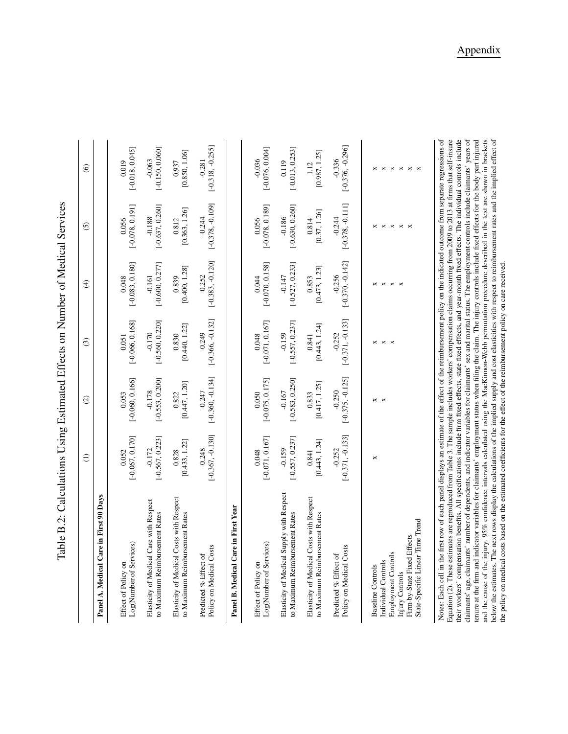# Table B.2: Calculations Using Estimated Effects on Number of Medical Services

| | (1) | (2) | (3) | (4) | (5) | (6) |
|---|---|---|---|---|---|---|
| **Panel A. Medical Care in First 90 Days** | | | | | | |
| Effect of Policy on Log(Number of Services) | 0.052 [-0.067, 0.170] | 0.053 [-0.060, 0.166] | 0.051 [-0.066, 0.168] | 0.048 [-0.083, 0.180] | 0.056 [-0.078, 0.191] | 0.019 [-0.018, 0.045] |
| Elasticity of Medical Care with Respect to Maximum Reimbursement Rates | -0.172 [-0.567, 0.223] | -0.178 [-0.553, 0.200] | -0.170 [-0.560, 0.220] | -0.161 [-0.600, 0.277] | -0.188 [-0.637, 0.260] | -0.063 [-0.150, 0.060] |
| Elasticity of Medical Costs with Respect to Maximum Reimbursement Rates | 0.828 [0.433, 1.22] | 0.822 [0.447, 1.20] | 0.830 [0.440, 1.22] | 0.839 [0.400, 1.28] | 0.812 [0.363, 1.26] | 0.937 [0.850, 1.06] |
| Predicted % Effect of Policy on Medical Costs | -0.248 [-0.367, -0.130] | -0.247 [-0.360, -0.134] | -0.249 [-0.366, -0.132] | -0.252 [-0.383, -0.120] | -0.244 [-0.378, -0.109] | -0.281 [-0.318, -0.255] |
| **Panel B. Medical Care in First Year** | | | | | | |
| Effect of Policy on Log(Number of Services) | 0.048 [-0.071, 0.167] | 0.050 [-0.075, 0.175] | 0.048 [-0.071, 0.167] | 0.044 [-0.070, 0.158] | 0.056 [-0.078, 0.189] | -0.036 [-0.076, 0.004] |
| Elasticity of Medical Supply with Respect to Maximum Reimbursement Rates | -0.159 [-0.557, 0.237] | -0.167 [-0.583, 0.250] | -0.159 [-0.557, 0.237] | -0.147 [-0.527, 0.233] | -0.186 [-0.630, 0.260] | 0.119 [-0.013, 0.253] |
| Elasticity of Medical Costs with Respect to Maximum Reimbursement Rates | 0.841 [0.443, 1.24] | 0.833 [0.417, 1.25] | 0.841 [0.443, 1.24] | 0.853 [0.473, 1.23] | 0.814 [0.37, 1.26] | 1.12 [0.987, 1.25] |
| Predicted % Effect of Policy on Medical Costs | -0.252 [-0.371, -0.133] | -0.250 [-0.375, -0.125] | -0.252 [-0.371, -0.133] | -0.256 [-0.370, -0.142] | -0.244 [-0.378, -0.111] | -0.336 [-0.376, -0.296] |
| Baseline Controls | x | x | x | x | x | x |
| Individual Controls | | x | x | x | x | x |
| Employment Controls | | | x | x | x | x |
| Injury Controls | | | | x | x | x |
| Firm-by-State Fixed Effects | | | | | x | x |
| State-Specific Linear Time Trend | | | | | | x |

Notes: Each cell in the first row of each panel displays an estimate of the effect of the reimbursement policy on the indicated outcome from separate regressions of Equation (2). These estimates are reproduced from Table 3. The sample includes workers' compensation claims occurring from 2009 to 2013 at firms that self-insure their workers' compensation benefits. All specifications include firm fixed effects, state fixed effects, and year-month fixed effects. The individual controls include claimants' age, claimants' number of dependents, and indicator variables for claimants' sex and marital status. The employment controls include claimants' years of tenure at the firm and indicator variables for claimants' employment status when filing the claim. The injury controls include fixed effects for the body part injured and the cause of the injury. 95% confidence intervals calculated using the MacKinnon-Webb permutation procedure described in the text are shown in brackets below the estimates. The next rows display the calculations of the implied supply and cost elasticities with respect to reimbursement rates and the implied effect of the policy on medical costs based on the estimated coefficients for the effect of the reimbursement policy on care received.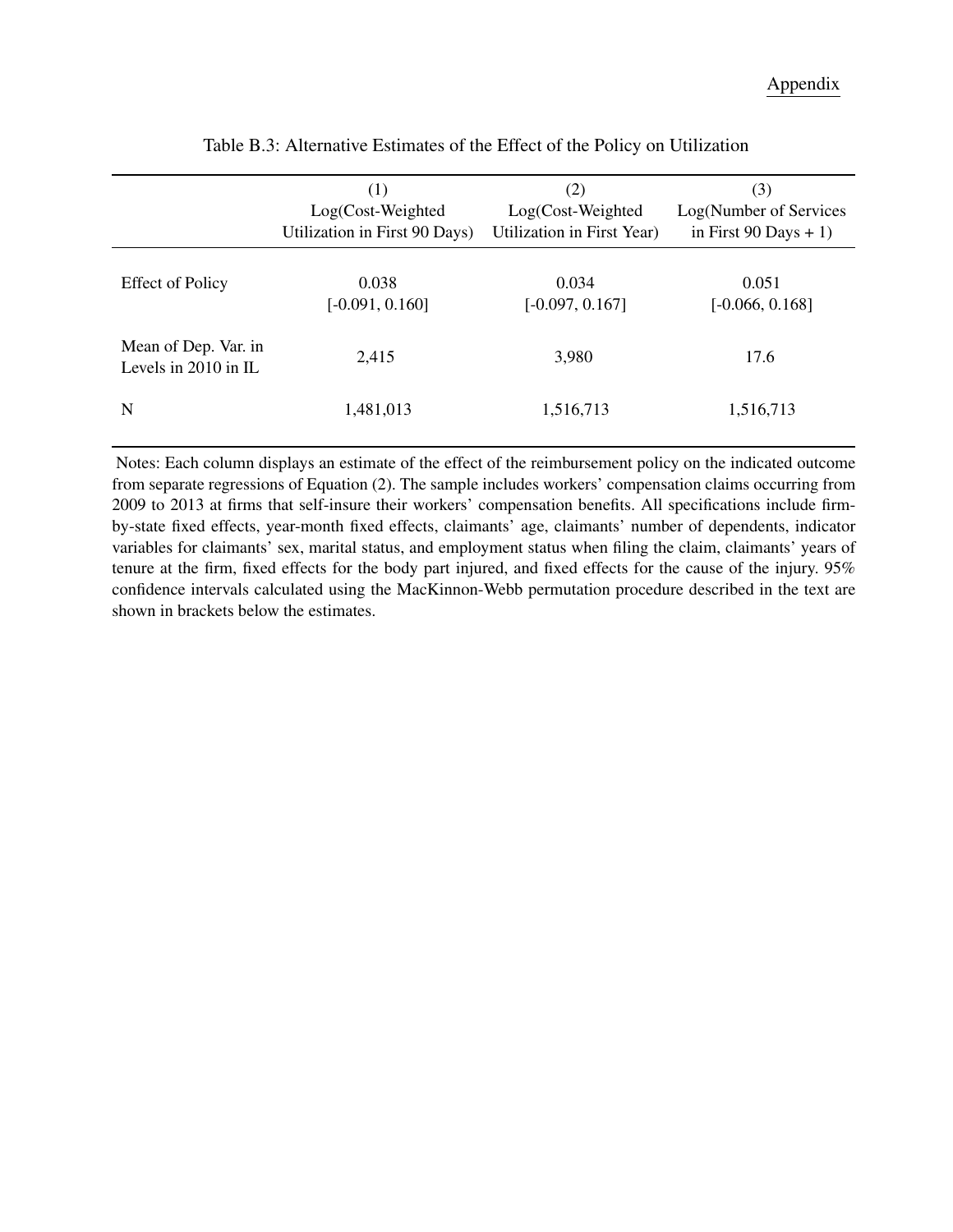Table B.3: Alternative Estimates of the Effect of the Policy on Utilization

| | (1) Log(Cost-Weighted Utilization in First 90 Days) | (2) Log(Cost-Weighted Utilization in First Year) | (3) Log(Number of Services in First 90 Days + 1) |
|---|---|---|---|
| Effect of Policy | 0.038 | 0.034 | 0.051 |
| | [-0.091, 0.160] | [-0.097, 0.167] | [-0.066, 0.168] |
| Mean of Dep. Var. in Levels in 2010 in IL | 2,415 | 3,980 | 17.6 |
| N | 1,481,013 | 1,516,713 | 1,516,713 |

Notes: Each column displays an estimate of the effect of the reimbursement policy on the indicated outcome from separate regressions of Equation (2). The sample includes workers' compensation claims occurring from 2009 to 2013 at firms that self-insure their workers' compensation benefits. All specifications include firm-by-state fixed effects, year-month fixed effects, claimants' age, claimants' number of dependents, indicator variables for claimants' sex, marital status, and employment status when filing the claim, claimants' years of tenure at the firm, fixed effects for the body part injured, and fixed effects for the cause of the injury. 95% confidence intervals calculated using the MacKinnon-Webb permutation procedure described in the text are shown in brackets below the estimates.